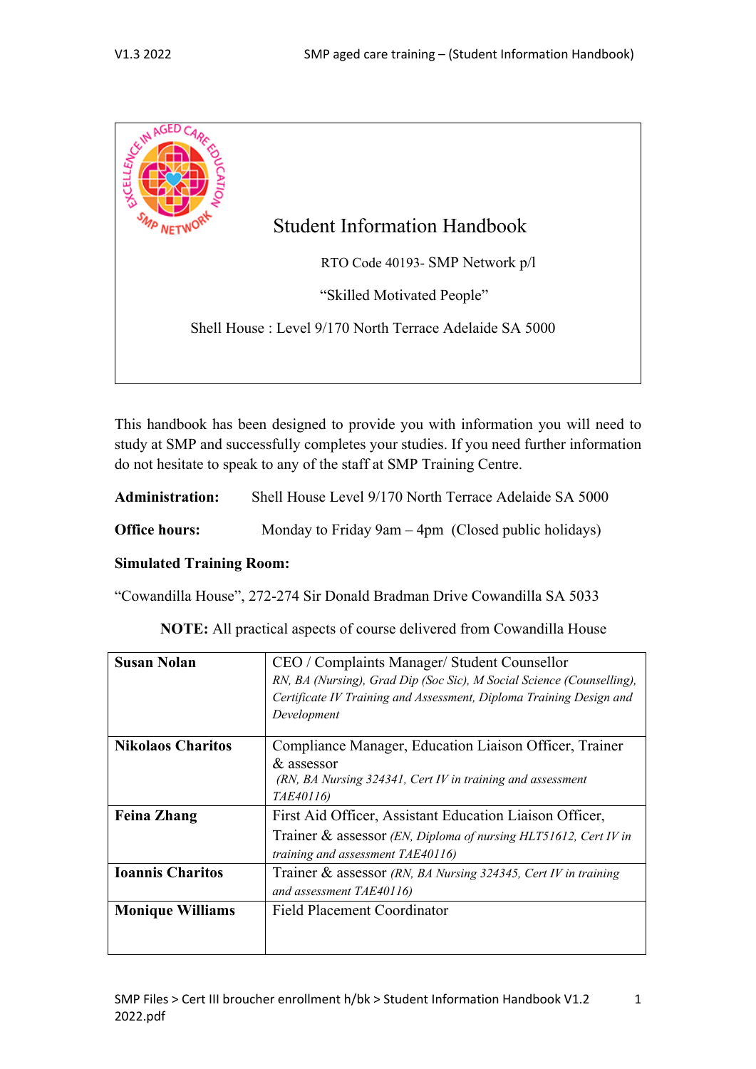# Student Information Handbook

RTO Code 40193- SMP Network p/l

"Skilled Motivated People"

Shell House : Level 9/170 North Terrace Adelaide SA 5000

This handbook has been designed to provide you with information you will need to study at SMP and successfully completes your studies. If you need further information do not hesitate to speak to any of the staff at SMP Training Centre.

**Administration:** Shell House Level 9/170 North Terrace Adelaide SA 5000

**Office hours:** Monday to Friday 9am – 4pm (Closed public holidays)

**Simulated Training Room:**

"Cowandilla House", 272-274 Sir Donald Bradman Drive Cowandilla SA 5033

**NOTE:** All practical aspects of course delivered from Cowandilla House

| | |
|---|---|
| **Susan Nolan** | CEO / Complaints Manager/ Student Counsellor *RN, BA (Nursing), Grad Dip (Soc Sic), M Social Science (Counselling), Certificate IV Training and Assessment, Diploma Training Design and Development* |
| **Nikolaos Charitos** | Compliance Manager, Education Liaison Officer, Trainer & assessor *(RN, BA Nursing 324341, Cert IV in training and assessment TAE40116)* |
| **Feina Zhang** | First Aid Officer, Assistant Education Liaison Officer, Trainer & assessor *(EN, Diploma of nursing HLT51612, Cert IV in training and assessment TAE40116)* |
| **Ioannis Charitos** | Trainer & assessor *(RN, BA Nursing 324345, Cert IV in training and assessment TAE40116)* |
| **Monique Williams** | Field Placement Coordinator |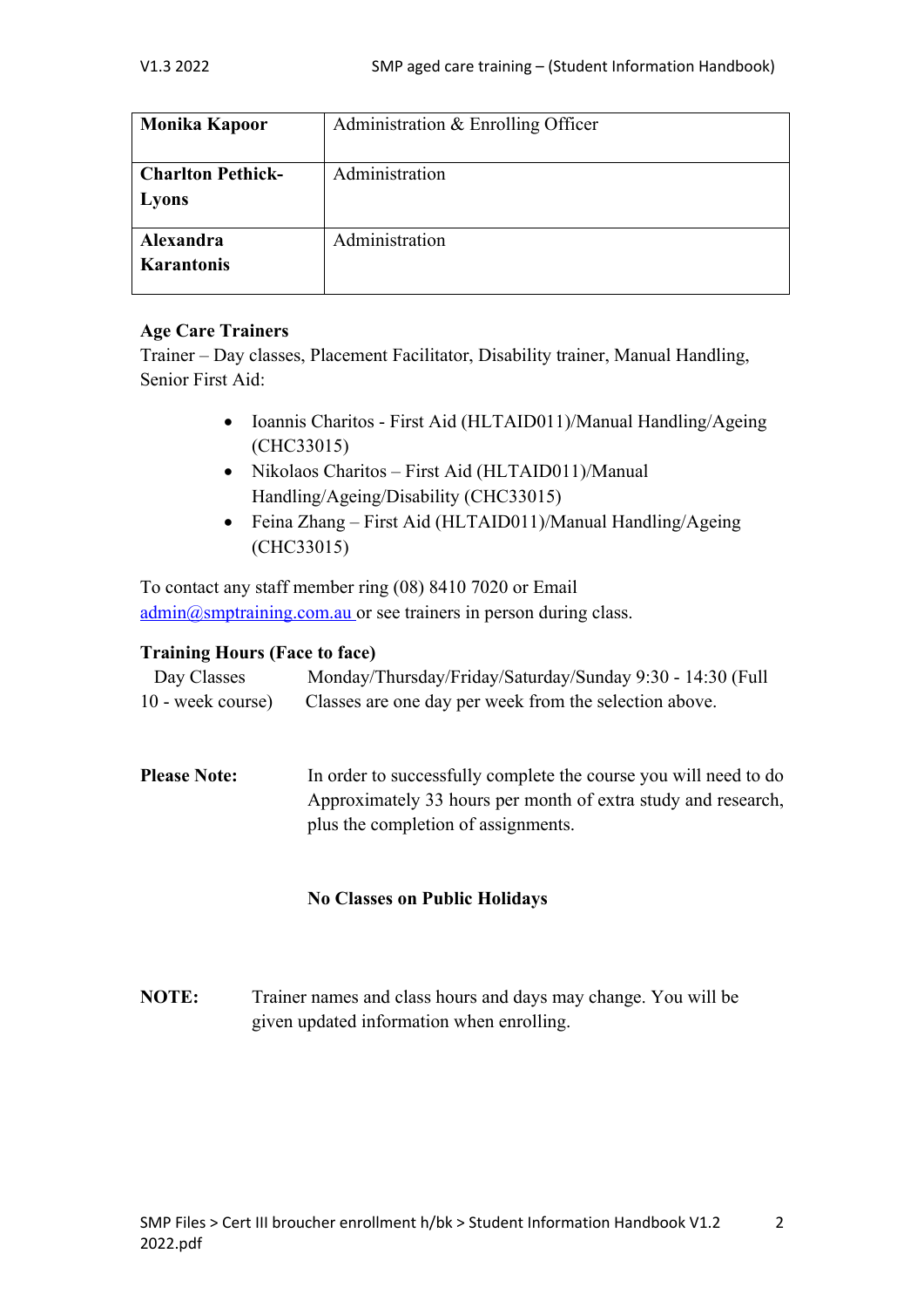| **Monika Kapoor** | Administration & Enrolling Officer |
| --- | --- |
| **Charlton Pethick-Lyons** | Administration |
| **Alexandra Karantonis** | Administration |

**Age Care Trainers**

Trainer – Day classes, Placement Facilitator, Disability trainer, Manual Handling, Senior First Aid:

- Ioannis Charitos - First Aid (HLTAID011)/Manual Handling/Ageing (CHC33015)
- Nikolaos Charitos – First Aid (HLTAID011)/Manual Handling/Ageing/Disability (CHC33015)
- Feina Zhang – First Aid (HLTAID011)/Manual Handling/Ageing (CHC33015)

To contact any staff member ring (08) 8410 7020 or Email admin@smptraining.com.au or see trainers in person during class.

**Training Hours (Face to face)**

| Day Classes 10 - week course) | Monday/Thursday/Friday/Saturday/Sunday 9:30 - 14:30 (Full Classes are one day per week from the selection above. |
| --- | --- |

**Please Note:** In order to successfully complete the course you will need to do Approximately 33 hours per month of extra study and research, plus the completion of assignments.

**No Classes on Public Holidays**

**NOTE:** Trainer names and class hours and days may change. You will be given updated information when enrolling.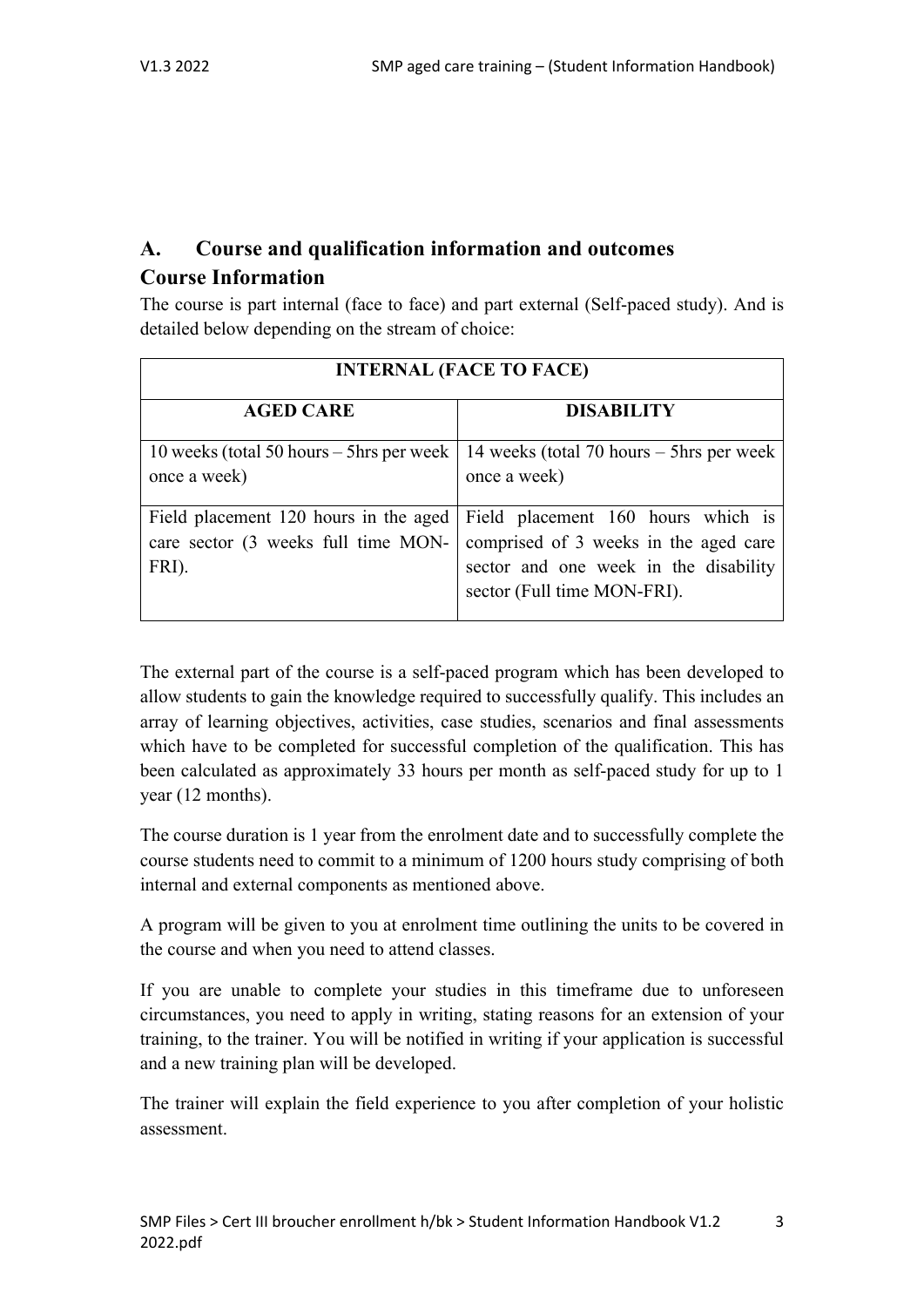## A. Course and qualification information and outcomes

## Course Information

The course is part internal (face to face) and part external (Self-paced study). And is detailed below depending on the stream of choice:

| INTERNAL (FACE TO FACE) | |
|---|---|
| **AGED CARE** | **DISABILITY** |
| 10 weeks (total 50 hours – 5hrs per week once a week) | 14 weeks (total 70 hours – 5hrs per week once a week) |
| Field placement 120 hours in the aged care sector (3 weeks full time MON-FRI). | Field placement 160 hours which is comprised of 3 weeks in the aged care sector and one week in the disability sector (Full time MON-FRI). |

The external part of the course is a self-paced program which has been developed to allow students to gain the knowledge required to successfully qualify. This includes an array of learning objectives, activities, case studies, scenarios and final assessments which have to be completed for successful completion of the qualification. This has been calculated as approximately 33 hours per month as self-paced study for up to 1 year (12 months).

The course duration is 1 year from the enrolment date and to successfully complete the course students need to commit to a minimum of 1200 hours study comprising of both internal and external components as mentioned above.

A program will be given to you at enrolment time outlining the units to be covered in the course and when you need to attend classes.

If you are unable to complete your studies in this timeframe due to unforeseen circumstances, you need to apply in writing, stating reasons for an extension of your training, to the trainer. You will be notified in writing if your application is successful and a new training plan will be developed.

The trainer will explain the field experience to you after completion of your holistic assessment.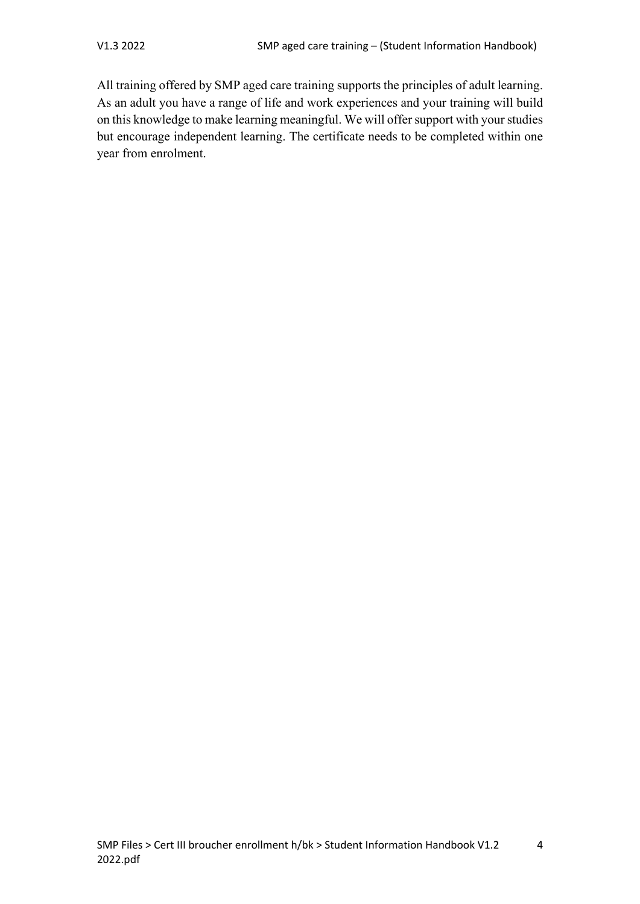All training offered by SMP aged care training supports the principles of adult learning. As an adult you have a range of life and work experiences and your training will build on this knowledge to make learning meaningful. We will offer support with your studies but encourage independent learning. The certificate needs to be completed within one year from enrolment.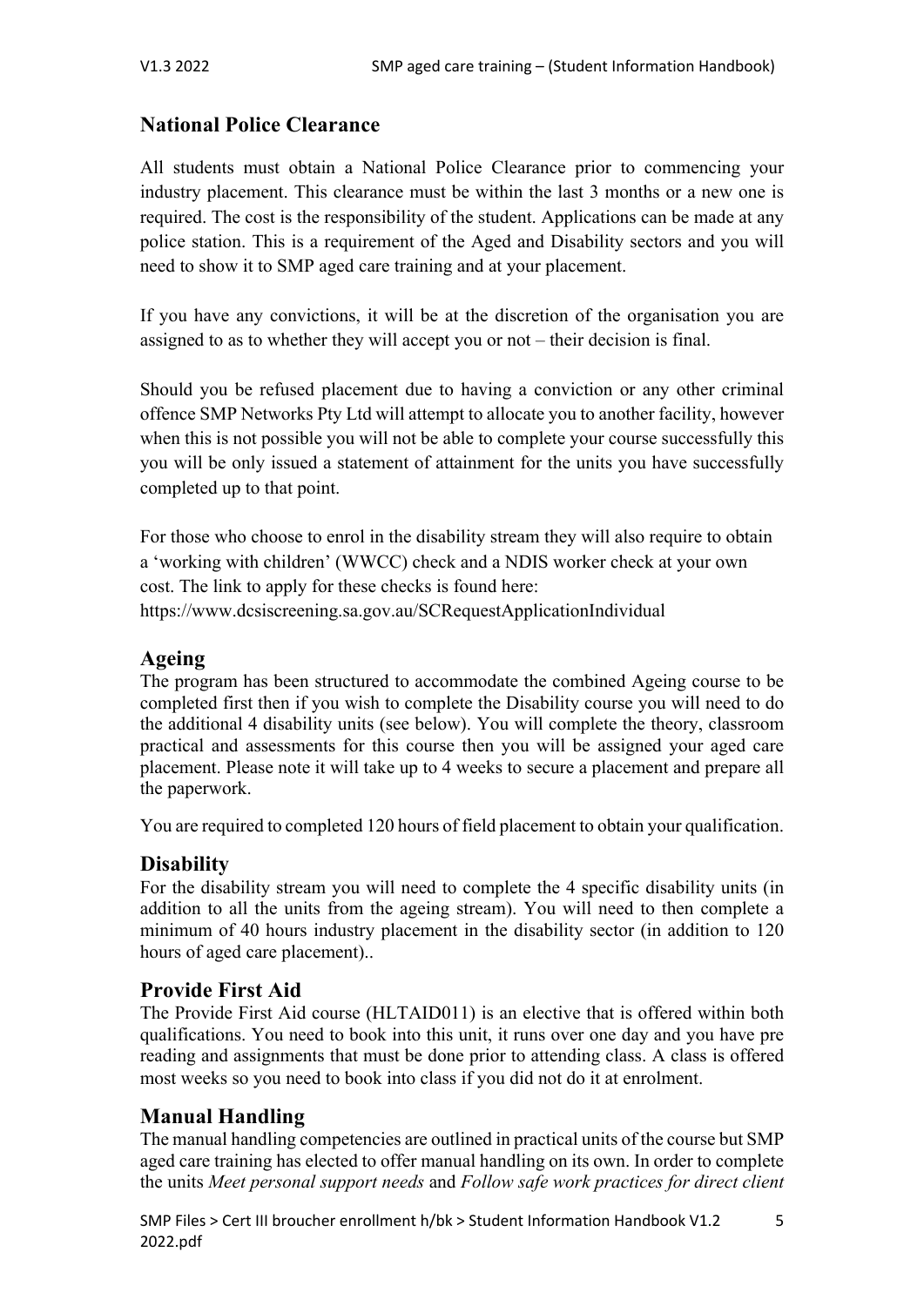## National Police Clearance

All students must obtain a National Police Clearance prior to commencing your industry placement. This clearance must be within the last 3 months or a new one is required. The cost is the responsibility of the student. Applications can be made at any police station. This is a requirement of the Aged and Disability sectors and you will need to show it to SMP aged care training and at your placement.

If you have any convictions, it will be at the discretion of the organisation you are assigned to as to whether they will accept you or not – their decision is final.

Should you be refused placement due to having a conviction or any other criminal offence SMP Networks Pty Ltd will attempt to allocate you to another facility, however when this is not possible you will not be able to complete your course successfully this you will be only issued a statement of attainment for the units you have successfully completed up to that point.

For those who choose to enrol in the disability stream they will also require to obtain a 'working with children' (WWCC) check and a NDIS worker check at your own cost. The link to apply for these checks is found here: https://www.dcsiscreening.sa.gov.au/SCRequestApplicationIndividual

### Ageing

The program has been structured to accommodate the combined Ageing course to be completed first then if you wish to complete the Disability course you will need to do the additional 4 disability units (see below). You will complete the theory, classroom practical and assessments for this course then you will be assigned your aged care placement. Please note it will take up to 4 weeks to secure a placement and prepare all the paperwork.

You are required to completed 120 hours of field placement to obtain your qualification.

### Disability

For the disability stream you will need to complete the 4 specific disability units (in addition to all the units from the ageing stream). You will need to then complete a minimum of 40 hours industry placement in the disability sector (in addition to 120 hours of aged care placement)..

### Provide First Aid

The Provide First Aid course (HLTAID011) is an elective that is offered within both qualifications. You need to book into this unit, it runs over one day and you have pre reading and assignments that must be done prior to attending class. A class is offered most weeks so you need to book into class if you did not do it at enrolment.

### Manual Handling

The manual handling competencies are outlined in practical units of the course but SMP aged care training has elected to offer manual handling on its own. In order to complete the units *Meet personal support needs* and *Follow safe work practices for direct client*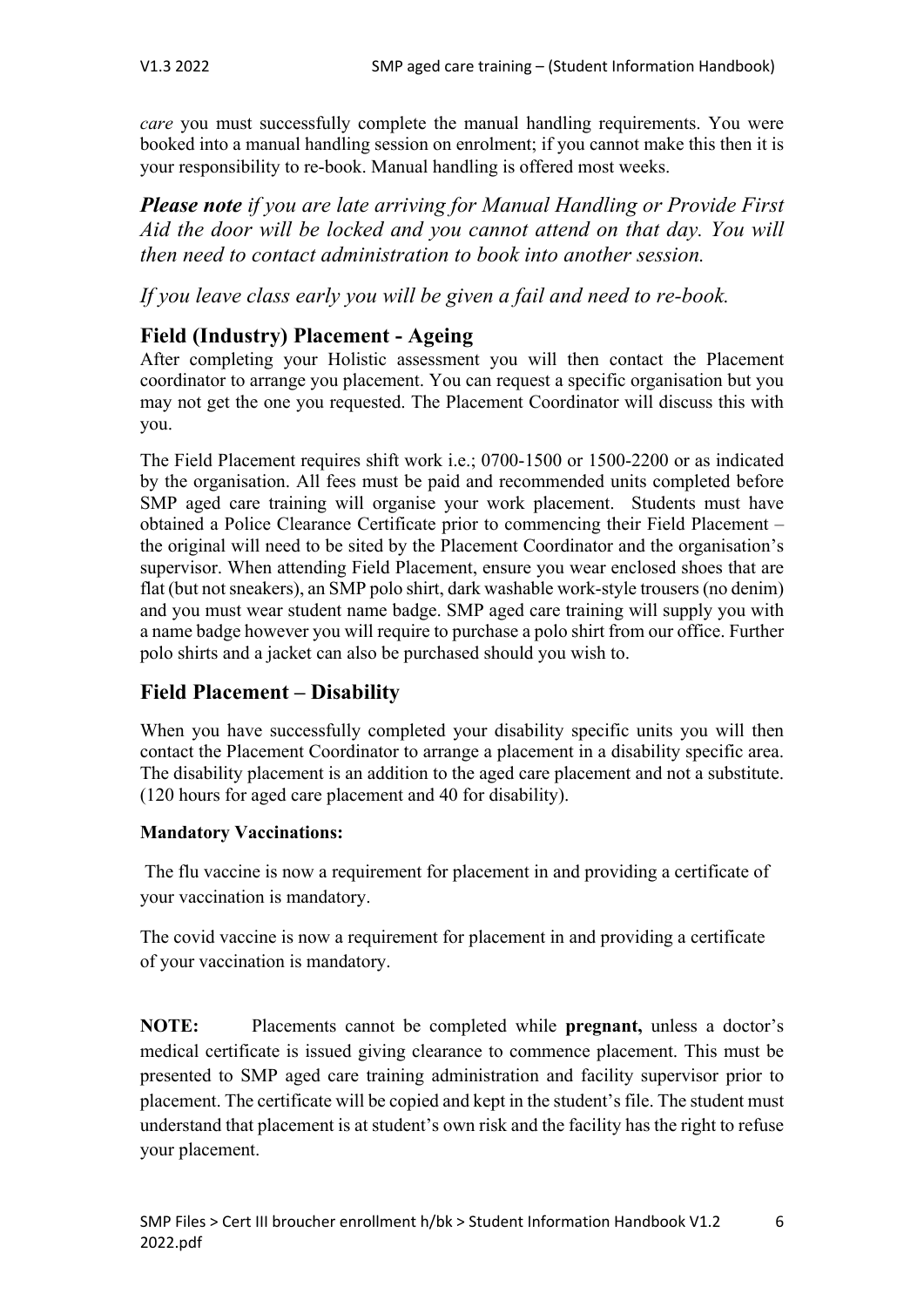*care* you must successfully complete the manual handling requirements. You were booked into a manual handling session on enrolment; if you cannot make this then it is your responsibility to re-book. Manual handling is offered most weeks.

***Please note*** *if you are late arriving for Manual Handling or Provide First Aid the door will be locked and you cannot attend on that day. You will then need to contact administration to book into another session.*

*If you leave class early you will be given a fail and need to re-book.*

## Field (Industry) Placement - Ageing

After completing your Holistic assessment you will then contact the Placement coordinator to arrange you placement. You can request a specific organisation but you may not get the one you requested. The Placement Coordinator will discuss this with you.

The Field Placement requires shift work i.e.; 0700-1500 or 1500-2200 or as indicated by the organisation. All fees must be paid and recommended units completed before SMP aged care training will organise your work placement. Students must have obtained a Police Clearance Certificate prior to commencing their Field Placement – the original will need to be sited by the Placement Coordinator and the organisation's supervisor. When attending Field Placement, ensure you wear enclosed shoes that are flat (but not sneakers), an SMP polo shirt, dark washable work-style trousers (no denim) and you must wear student name badge. SMP aged care training will supply you with a name badge however you will require to purchase a polo shirt from our office. Further polo shirts and a jacket can also be purchased should you wish to.

## Field Placement – Disability

When you have successfully completed your disability specific units you will then contact the Placement Coordinator to arrange a placement in a disability specific area. The disability placement is an addition to the aged care placement and not a substitute. (120 hours for aged care placement and 40 for disability).

**Mandatory Vaccinations:**

The flu vaccine is now a requirement for placement in and providing a certificate of your vaccination is mandatory.

The covid vaccine is now a requirement for placement in and providing a certificate of your vaccination is mandatory.

**NOTE:** Placements cannot be completed while **pregnant,** unless a doctor's medical certificate is issued giving clearance to commence placement. This must be presented to SMP aged care training administration and facility supervisor prior to placement. The certificate will be copied and kept in the student's file. The student must understand that placement is at student's own risk and the facility has the right to refuse your placement.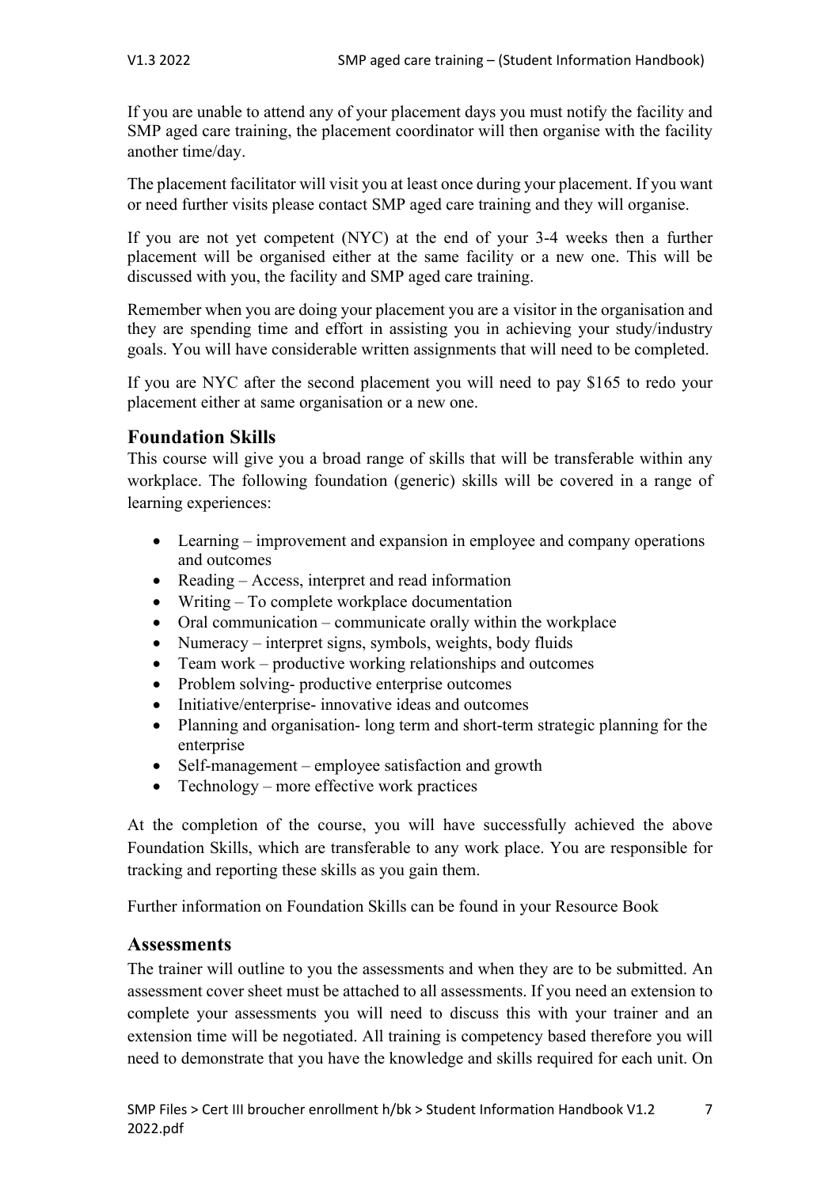If you are unable to attend any of your placement days you must notify the facility and SMP aged care training, the placement coordinator will then organise with the facility another time/day.

The placement facilitator will visit you at least once during your placement. If you want or need further visits please contact SMP aged care training and they will organise.

If you are not yet competent (NYC) at the end of your 3-4 weeks then a further placement will be organised either at the same facility or a new one. This will be discussed with you, the facility and SMP aged care training.

Remember when you are doing your placement you are a visitor in the organisation and they are spending time and effort in assisting you in achieving your study/industry goals. You will have considerable written assignments that will need to be completed.

If you are NYC after the second placement you will need to pay $165 to redo your placement either at same organisation or a new one.

## Foundation Skills

This course will give you a broad range of skills that will be transferable within any workplace. The following foundation (generic) skills will be covered in a range of learning experiences:

- Learning – improvement and expansion in employee and company operations and outcomes
- Reading – Access, interpret and read information
- Writing – To complete workplace documentation
- Oral communication – communicate orally within the workplace
- Numeracy – interpret signs, symbols, weights, body fluids
- Team work – productive working relationships and outcomes
- Problem solving- productive enterprise outcomes
- Initiative/enterprise- innovative ideas and outcomes
- Planning and organisation- long term and short-term strategic planning for the enterprise
- Self-management – employee satisfaction and growth
- Technology – more effective work practices

At the completion of the course, you will have successfully achieved the above Foundation Skills, which are transferable to any work place. You are responsible for tracking and reporting these skills as you gain them.

Further information on Foundation Skills can be found in your Resource Book

## Assessments

The trainer will outline to you the assessments and when they are to be submitted. An assessment cover sheet must be attached to all assessments. If you need an extension to complete your assessments you will need to discuss this with your trainer and an extension time will be negotiated. All training is competency based therefore you will need to demonstrate that you have the knowledge and skills required for each unit. On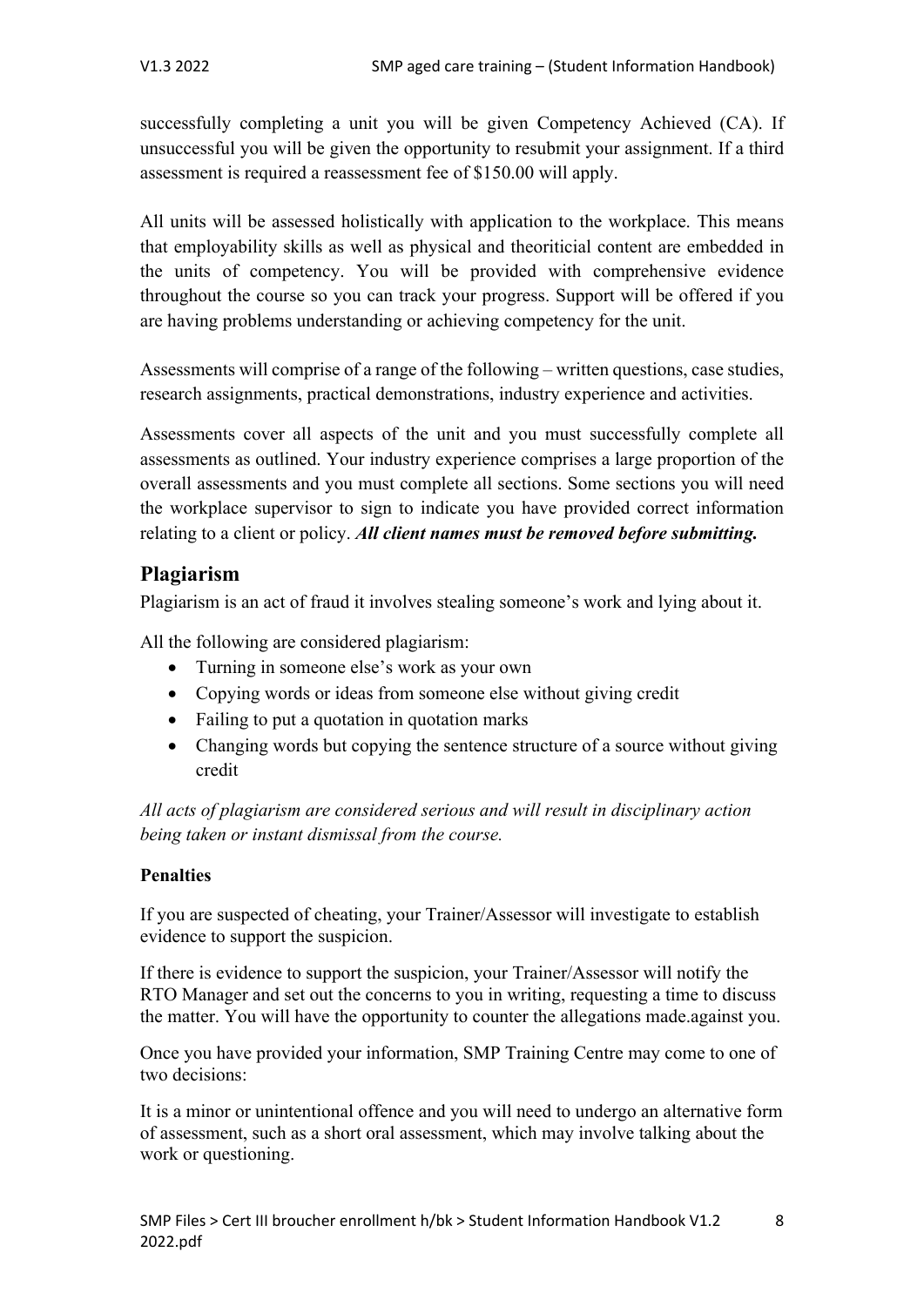successfully completing a unit you will be given Competency Achieved (CA). If unsuccessful you will be given the opportunity to resubmit your assignment. If a third assessment is required a reassessment fee of $150.00 will apply.

All units will be assessed holistically with application to the workplace. This means that employability skills as well as physical and theoriticial content are embedded in the units of competency. You will be provided with comprehensive evidence throughout the course so you can track your progress. Support will be offered if you are having problems understanding or achieving competency for the unit.

Assessments will comprise of a range of the following – written questions, case studies, research assignments, practical demonstrations, industry experience and activities.

Assessments cover all aspects of the unit and you must successfully complete all assessments as outlined. Your industry experience comprises a large proportion of the overall assessments and you must complete all sections. Some sections you will need the workplace supervisor to sign to indicate you have provided correct information relating to a client or policy. ***All client names must be removed before submitting.***

## Plagiarism

Plagiarism is an act of fraud it involves stealing someone's work and lying about it.

All the following are considered plagiarism:

- Turning in someone else's work as your own
- Copying words or ideas from someone else without giving credit
- Failing to put a quotation in quotation marks
- Changing words but copying the sentence structure of a source without giving credit

*All acts of plagiarism are considered serious and will result in disciplinary action being taken or instant dismissal from the course.*

**Penalties**

If you are suspected of cheating, your Trainer/Assessor will investigate to establish evidence to support the suspicion.

If there is evidence to support the suspicion, your Trainer/Assessor will notify the RTO Manager and set out the concerns to you in writing, requesting a time to discuss the matter. You will have the opportunity to counter the allegations made.against you.

Once you have provided your information, SMP Training Centre may come to one of two decisions:

It is a minor or unintentional offence and you will need to undergo an alternative form of assessment, such as a short oral assessment, which may involve talking about the work or questioning.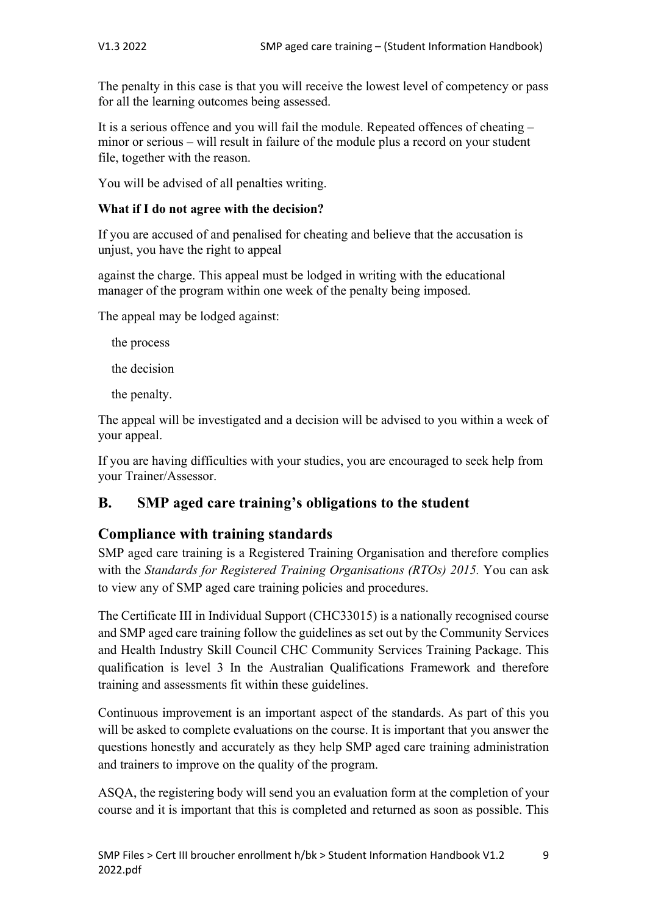The penalty in this case is that you will receive the lowest level of competency or pass for all the learning outcomes being assessed.

It is a serious offence and you will fail the module. Repeated offences of cheating – minor or serious – will result in failure of the module plus a record on your student file, together with the reason.

You will be advised of all penalties writing.

**What if I do not agree with the decision?**

If you are accused of and penalised for cheating and believe that the accusation is unjust, you have the right to appeal

against the charge. This appeal must be lodged in writing with the educational manager of the program within one week of the penalty being imposed.

The appeal may be lodged against:

- the process
- the decision
- the penalty.

The appeal will be investigated and a decision will be advised to you within a week of your appeal.

If you are having difficulties with your studies, you are encouraged to seek help from your Trainer/Assessor.

## B. SMP aged care training's obligations to the student

### Compliance with training standards

SMP aged care training is a Registered Training Organisation and therefore complies with the *Standards for Registered Training Organisations (RTOs) 2015.* You can ask to view any of SMP aged care training policies and procedures.

The Certificate III in Individual Support (CHC33015) is a nationally recognised course and SMP aged care training follow the guidelines as set out by the Community Services and Health Industry Skill Council CHC Community Services Training Package. This qualification is level 3 In the Australian Qualifications Framework and therefore training and assessments fit within these guidelines.

Continuous improvement is an important aspect of the standards. As part of this you will be asked to complete evaluations on the course. It is important that you answer the questions honestly and accurately as they help SMP aged care training administration and trainers to improve on the quality of the program.

ASQA, the registering body will send you an evaluation form at the completion of your course and it is important that this is completed and returned as soon as possible. This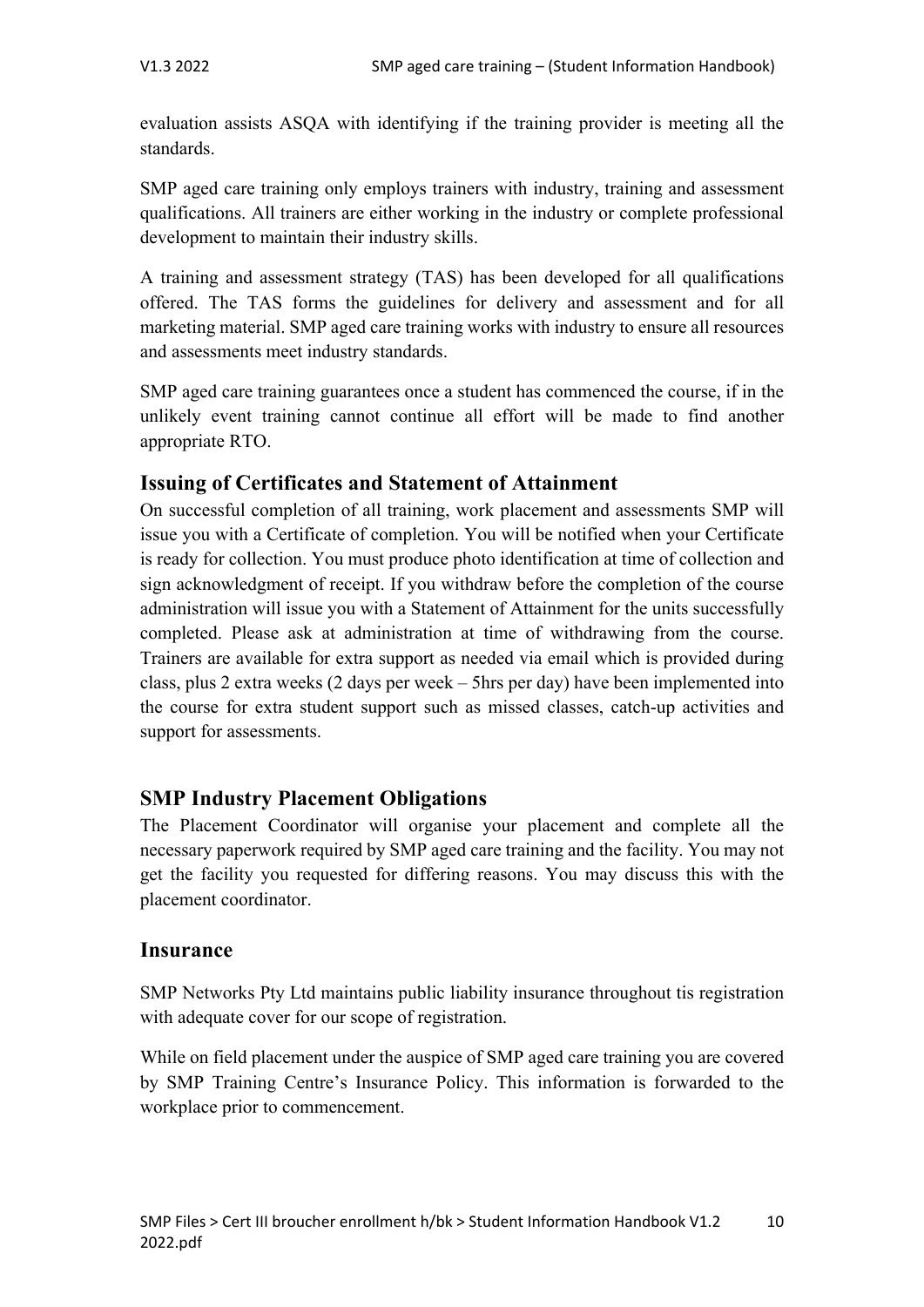evaluation assists ASQA with identifying if the training provider is meeting all the standards.

SMP aged care training only employs trainers with industry, training and assessment qualifications. All trainers are either working in the industry or complete professional development to maintain their industry skills.

A training and assessment strategy (TAS) has been developed for all qualifications offered. The TAS forms the guidelines for delivery and assessment and for all marketing material. SMP aged care training works with industry to ensure all resources and assessments meet industry standards.

SMP aged care training guarantees once a student has commenced the course, if in the unlikely event training cannot continue all effort will be made to find another appropriate RTO.

## Issuing of Certificates and Statement of Attainment

On successful completion of all training, work placement and assessments SMP will issue you with a Certificate of completion. You will be notified when your Certificate is ready for collection. You must produce photo identification at time of collection and sign acknowledgment of receipt. If you withdraw before the completion of the course administration will issue you with a Statement of Attainment for the units successfully completed. Please ask at administration at time of withdrawing from the course. Trainers are available for extra support as needed via email which is provided during class, plus 2 extra weeks (2 days per week – 5hrs per day) have been implemented into the course for extra student support such as missed classes, catch-up activities and support for assessments.

## SMP Industry Placement Obligations

The Placement Coordinator will organise your placement and complete all the necessary paperwork required by SMP aged care training and the facility. You may not get the facility you requested for differing reasons. You may discuss this with the placement coordinator.

## Insurance

SMP Networks Pty Ltd maintains public liability insurance throughout tis registration with adequate cover for our scope of registration.

While on field placement under the auspice of SMP aged care training you are covered by SMP Training Centre's Insurance Policy. This information is forwarded to the workplace prior to commencement.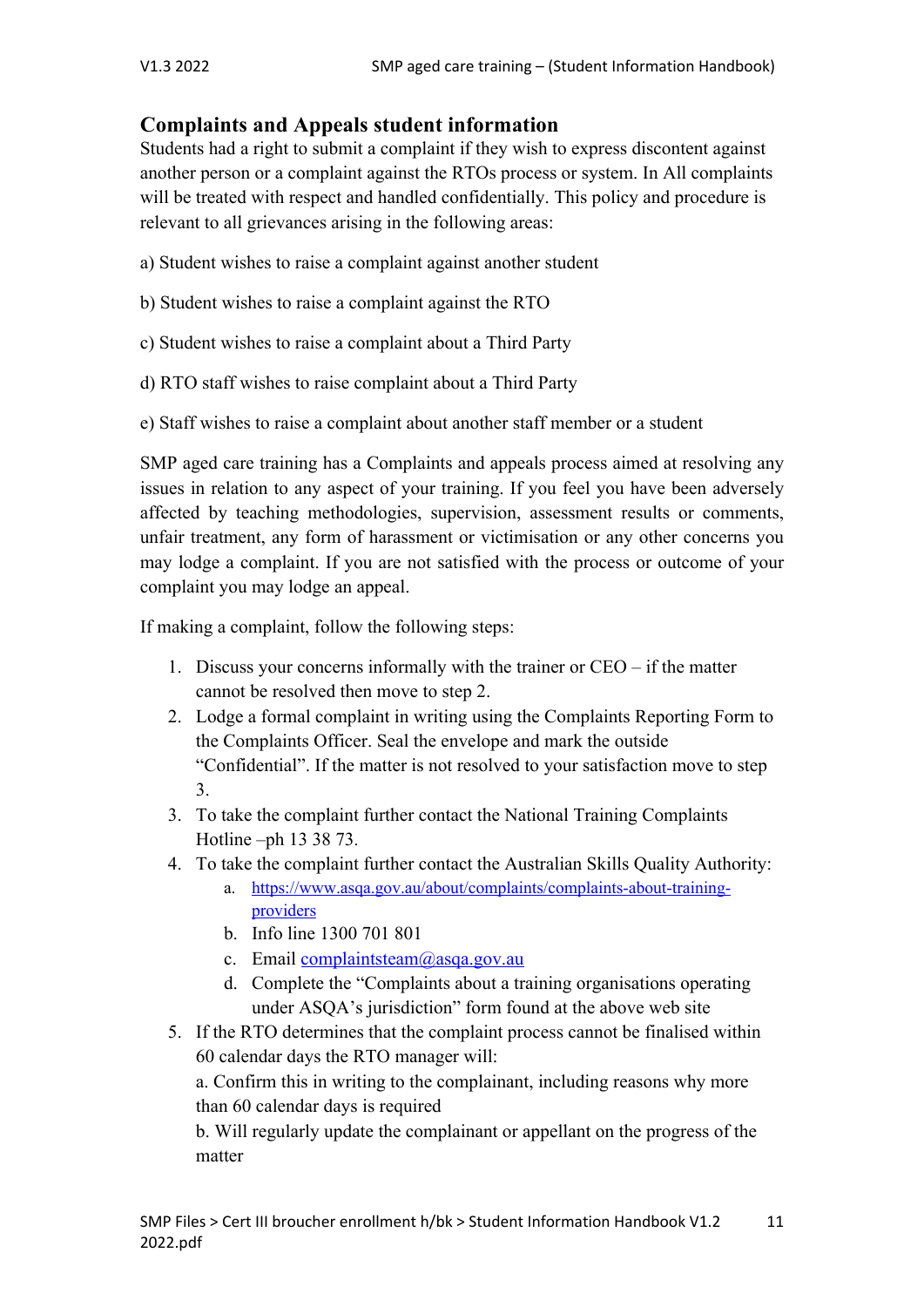## Complaints and Appeals student information

Students had a right to submit a complaint if they wish to express discontent against another person or a complaint against the RTOs process or system. In All complaints will be treated with respect and handled confidentially. This policy and procedure is relevant to all grievances arising in the following areas:

a) Student wishes to raise a complaint against another student

b) Student wishes to raise a complaint against the RTO

c) Student wishes to raise a complaint about a Third Party

d) RTO staff wishes to raise complaint about a Third Party

e) Staff wishes to raise a complaint about another staff member or a student

SMP aged care training has a Complaints and appeals process aimed at resolving any issues in relation to any aspect of your training. If you feel you have been adversely affected by teaching methodologies, supervision, assessment results or comments, unfair treatment, any form of harassment or victimisation or any other concerns you may lodge a complaint. If you are not satisfied with the process or outcome of your complaint you may lodge an appeal.

If making a complaint, follow the following steps:

1. Discuss your concerns informally with the trainer or CEO – if the matter cannot be resolved then move to step 2.
2. Lodge a formal complaint in writing using the Complaints Reporting Form to the Complaints Officer. Seal the envelope and mark the outside "Confidential". If the matter is not resolved to your satisfaction move to step 3.
3. To take the complaint further contact the National Training Complaints Hotline –ph 13 38 73.
4. To take the complaint further contact the Australian Skills Quality Authority:
    a. https://www.asqa.gov.au/about/complaints/complaints-about-training-providers
    b. Info line 1300 701 801
    c. Email complaintsteam@asqa.gov.au
    d. Complete the "Complaints about a training organisations operating under ASQA's jurisdiction" form found at the above web site
5. If the RTO determines that the complaint process cannot be finalised within 60 calendar days the RTO manager will:

   a. Confirm this in writing to the complainant, including reasons why more than 60 calendar days is required

   b. Will regularly update the complainant or appellant on the progress of the matter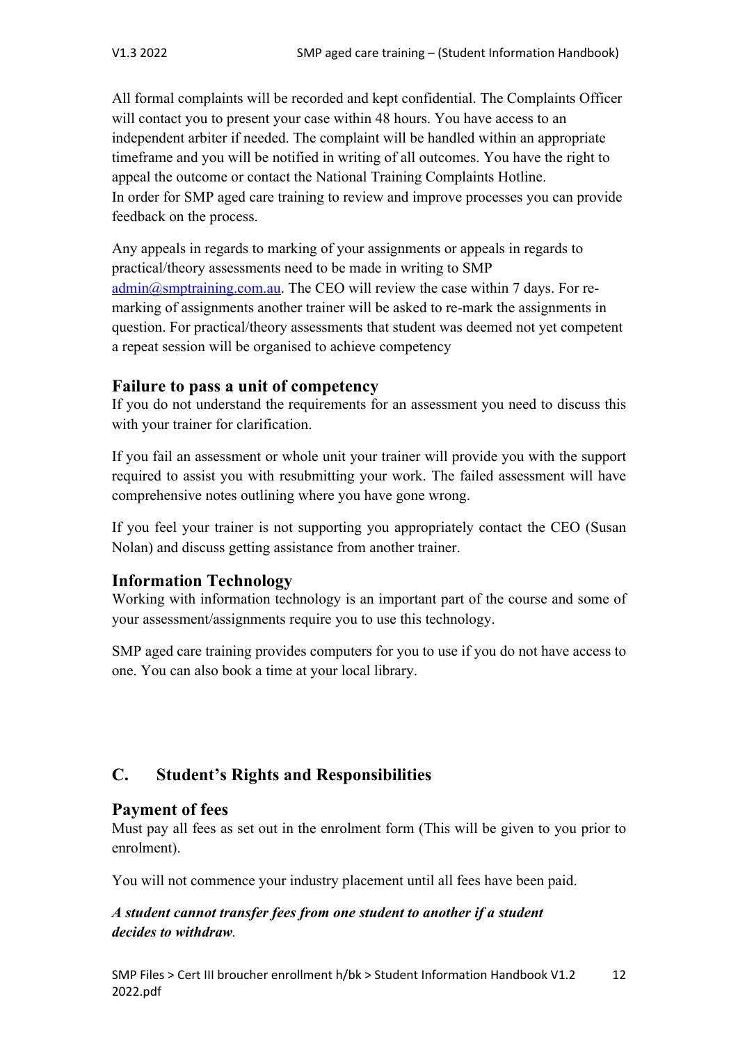All formal complaints will be recorded and kept confidential. The Complaints Officer will contact you to present your case within 48 hours. You have access to an independent arbiter if needed. The complaint will be handled within an appropriate timeframe and you will be notified in writing of all outcomes. You have the right to appeal the outcome or contact the National Training Complaints Hotline.
In order for SMP aged care training to review and improve processes you can provide feedback on the process.

Any appeals in regards to marking of your assignments or appeals in regards to practical/theory assessments need to be made in writing to SMP admin@smptraining.com.au. The CEO will review the case within 7 days. For re-marking of assignments another trainer will be asked to re-mark the assignments in question. For practical/theory assessments that student was deemed not yet competent a repeat session will be organised to achieve competency

### Failure to pass a unit of competency

If you do not understand the requirements for an assessment you need to discuss this with your trainer for clarification.

If you fail an assessment or whole unit your trainer will provide you with the support required to assist you with resubmitting your work. The failed assessment will have comprehensive notes outlining where you have gone wrong.

If you feel your trainer is not supporting you appropriately contact the CEO (Susan Nolan) and discuss getting assistance from another trainer.

### Information Technology

Working with information technology is an important part of the course and some of your assessment/assignments require you to use this technology.

SMP aged care training provides computers for you to use if you do not have access to one. You can also book a time at your local library.

## C. Student's Rights and Responsibilities

### Payment of fees

Must pay all fees as set out in the enrolment form (This will be given to you prior to enrolment).

You will not commence your industry placement until all fees have been paid.

***A student cannot transfer fees from one student to another if a student decides to withdraw.***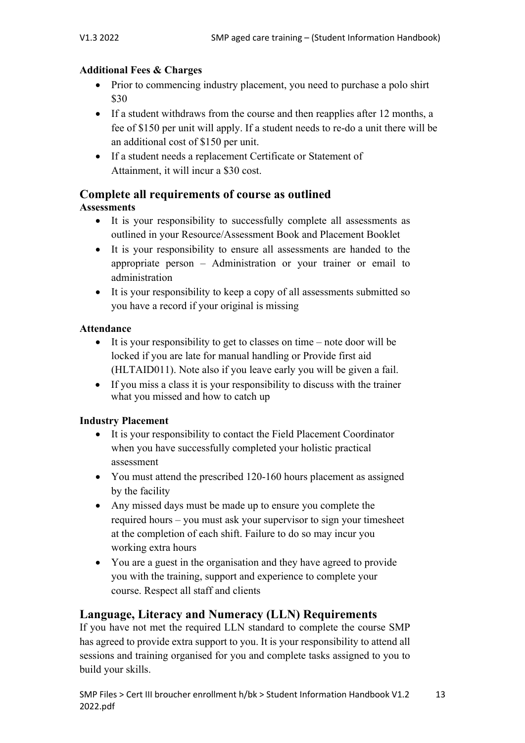**Additional Fees & Charges**

- Prior to commencing industry placement, you need to purchase a polo shirt $30
- If a student withdraws from the course and then reapplies after 12 months, a fee of $150 per unit will apply. If a student needs to re-do a unit there will be an additional cost of $150 per unit.
- If a student needs a replacement Certificate or Statement of Attainment, it will incur a $30 cost.

## Complete all requirements of course as outlined

**Assessments**

- It is your responsibility to successfully complete all assessments as outlined in your Resource/Assessment Book and Placement Booklet
- It is your responsibility to ensure all assessments are handed to the appropriate person – Administration or your trainer or email to administration
- It is your responsibility to keep a copy of all assessments submitted so you have a record if your original is missing

**Attendance**

- It is your responsibility to get to classes on time – note door will be locked if you are late for manual handling or Provide first aid (HLTAID011). Note also if you leave early you will be given a fail.
- If you miss a class it is your responsibility to discuss with the trainer what you missed and how to catch up

**Industry Placement**

- It is your responsibility to contact the Field Placement Coordinator when you have successfully completed your holistic practical assessment
- You must attend the prescribed 120-160 hours placement as assigned by the facility
- Any missed days must be made up to ensure you complete the required hours – you must ask your supervisor to sign your timesheet at the completion of each shift. Failure to do so may incur you working extra hours
- You are a guest in the organisation and they have agreed to provide you with the training, support and experience to complete your course. Respect all staff and clients

## Language, Literacy and Numeracy (LLN) Requirements

If you have not met the required LLN standard to complete the course SMP has agreed to provide extra support to you. It is your responsibility to attend all sessions and training organised for you and complete tasks assigned to you to build your skills.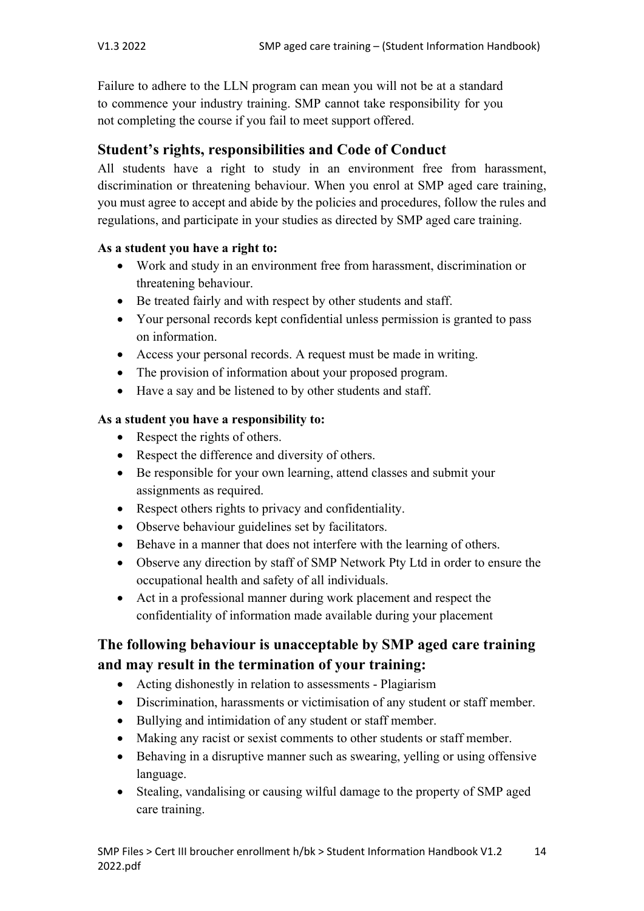Failure to adhere to the LLN program can mean you will not be at a standard to commence your industry training. SMP cannot take responsibility for you not completing the course if you fail to meet support offered.

## Student's rights, responsibilities and Code of Conduct

All students have a right to study in an environment free from harassment, discrimination or threatening behaviour. When you enrol at SMP aged care training, you must agree to accept and abide by the policies and procedures, follow the rules and regulations, and participate in your studies as directed by SMP aged care training.

**As a student you have a right to:**

- Work and study in an environment free from harassment, discrimination or threatening behaviour.
- Be treated fairly and with respect by other students and staff.
- Your personal records kept confidential unless permission is granted to pass on information.
- Access your personal records. A request must be made in writing.
- The provision of information about your proposed program.
- Have a say and be listened to by other students and staff.

**As a student you have a responsibility to:**

- Respect the rights of others.
- Respect the difference and diversity of others.
- Be responsible for your own learning, attend classes and submit your assignments as required.
- Respect others rights to privacy and confidentiality.
- Observe behaviour guidelines set by facilitators.
- Behave in a manner that does not interfere with the learning of others.
- Observe any direction by staff of SMP Network Pty Ltd in order to ensure the occupational health and safety of all individuals.
- Act in a professional manner during work placement and respect the confidentiality of information made available during your placement

## The following behaviour is unacceptable by SMP aged care training and may result in the termination of your training:

- Acting dishonestly in relation to assessments - Plagiarism
- Discrimination, harassments or victimisation of any student or staff member.
- Bullying and intimidation of any student or staff member.
- Making any racist or sexist comments to other students or staff member.
- Behaving in a disruptive manner such as swearing, yelling or using offensive language.
- Stealing, vandalising or causing wilful damage to the property of SMP aged care training.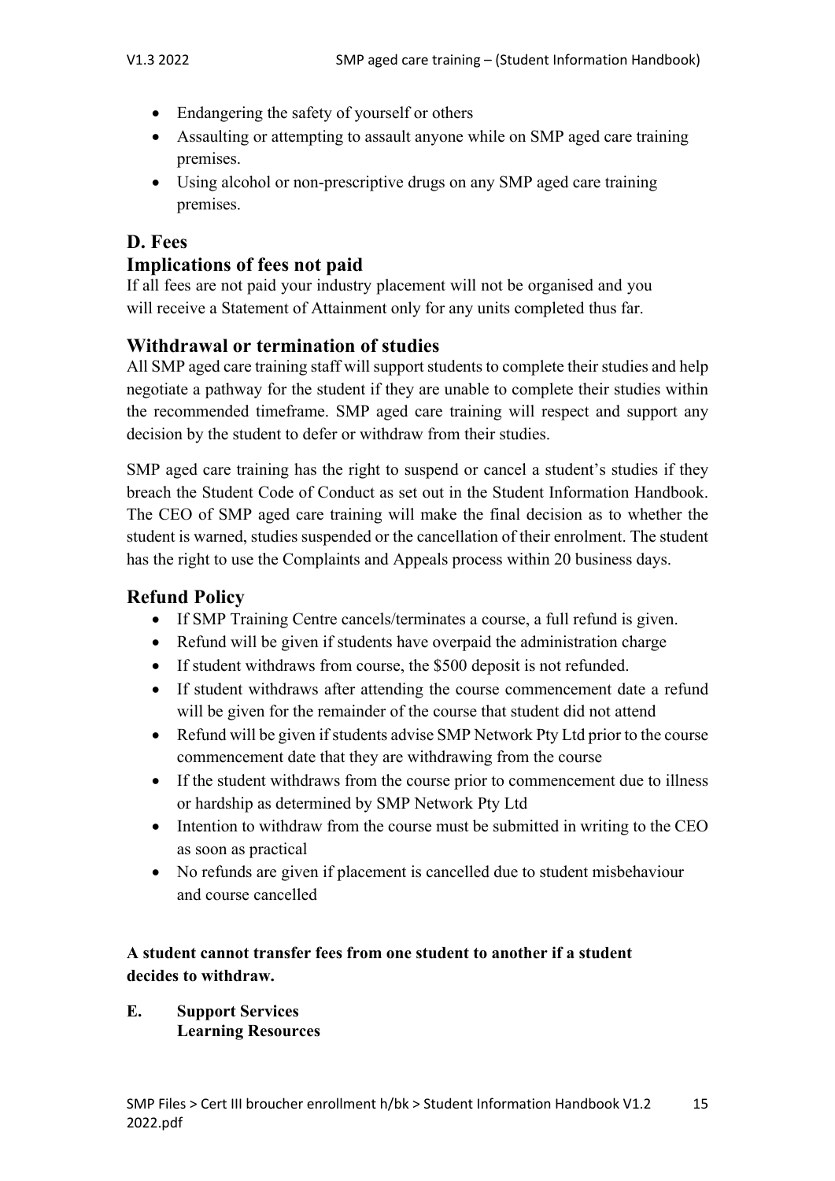- Endangering the safety of yourself or others
- Assaulting or attempting to assault anyone while on SMP aged care training premises.
- Using alcohol or non-prescriptive drugs on any SMP aged care training premises.

## D. Fees

### Implications of fees not paid

If all fees are not paid your industry placement will not be organised and you will receive a Statement of Attainment only for any units completed thus far.

### Withdrawal or termination of studies

All SMP aged care training staff will support students to complete their studies and help negotiate a pathway for the student if they are unable to complete their studies within the recommended timeframe. SMP aged care training will respect and support any decision by the student to defer or withdraw from their studies.

SMP aged care training has the right to suspend or cancel a student's studies if they breach the Student Code of Conduct as set out in the Student Information Handbook. The CEO of SMP aged care training will make the final decision as to whether the student is warned, studies suspended or the cancellation of their enrolment. The student has the right to use the Complaints and Appeals process within 20 business days.

### Refund Policy

- If SMP Training Centre cancels/terminates a course, a full refund is given.
- Refund will be given if students have overpaid the administration charge
- If student withdraws from course, the $500 deposit is not refunded.
- If student withdraws after attending the course commencement date a refund will be given for the remainder of the course that student did not attend
- Refund will be given if students advise SMP Network Pty Ltd prior to the course commencement date that they are withdrawing from the course
- If the student withdraws from the course prior to commencement due to illness or hardship as determined by SMP Network Pty Ltd
- Intention to withdraw from the course must be submitted in writing to the CEO as soon as practical
- No refunds are given if placement is cancelled due to student misbehaviour and course cancelled

**A student cannot transfer fees from one student to another if a student decides to withdraw.**

## E. Support Services

**Learning Resources**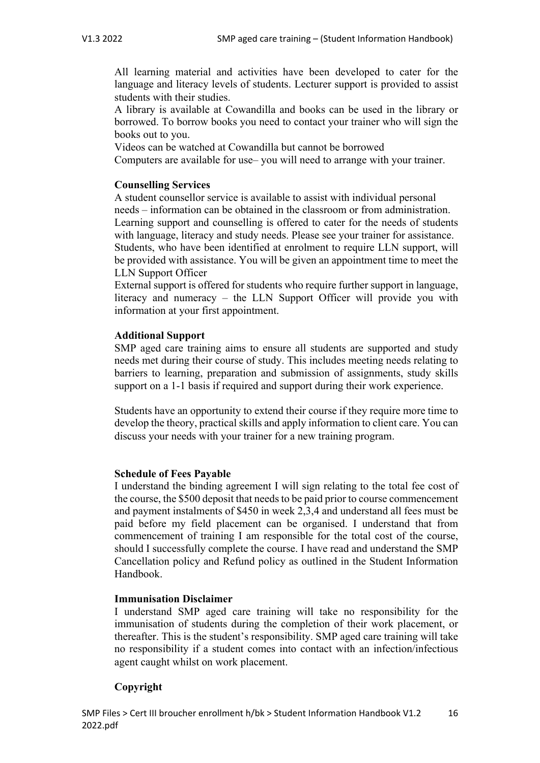All learning material and activities have been developed to cater for the language and literacy levels of students. Lecturer support is provided to assist students with their studies.

A library is available at Cowandilla and books can be used in the library or borrowed. To borrow books you need to contact your trainer who will sign the books out to you.

Videos can be watched at Cowandilla but cannot be borrowed

Computers are available for use– you will need to arrange with your trainer.

**Counselling Services**

A student counsellor service is available to assist with individual personal needs – information can be obtained in the classroom or from administration.

Learning support and counselling is offered to cater for the needs of students with language, literacy and study needs. Please see your trainer for assistance.

Students, who have been identified at enrolment to require LLN support, will be provided with assistance. You will be given an appointment time to meet the LLN Support Officer

External support is offered for students who require further support in language, literacy and numeracy – the LLN Support Officer will provide you with information at your first appointment.

**Additional Support**

SMP aged care training aims to ensure all students are supported and study needs met during their course of study. This includes meeting needs relating to barriers to learning, preparation and submission of assignments, study skills support on a 1-1 basis if required and support during their work experience.

Students have an opportunity to extend their course if they require more time to develop the theory, practical skills and apply information to client care. You can discuss your needs with your trainer for a new training program.

**Schedule of Fees Payable**

I understand the binding agreement I will sign relating to the total fee cost of the course, the $500 deposit that needs to be paid prior to course commencement and payment instalments of $450 in week 2,3,4 and understand all fees must be paid before my field placement can be organised. I understand that from commencement of training I am responsible for the total cost of the course, should I successfully complete the course. I have read and understand the SMP Cancellation policy and Refund policy as outlined in the Student Information Handbook.

**Immunisation Disclaimer**

I understand SMP aged care training will take no responsibility for the immunisation of students during the completion of their work placement, or thereafter. This is the student's responsibility. SMP aged care training will take no responsibility if a student comes into contact with an infection/infectious agent caught whilst on work placement.

**Copyright**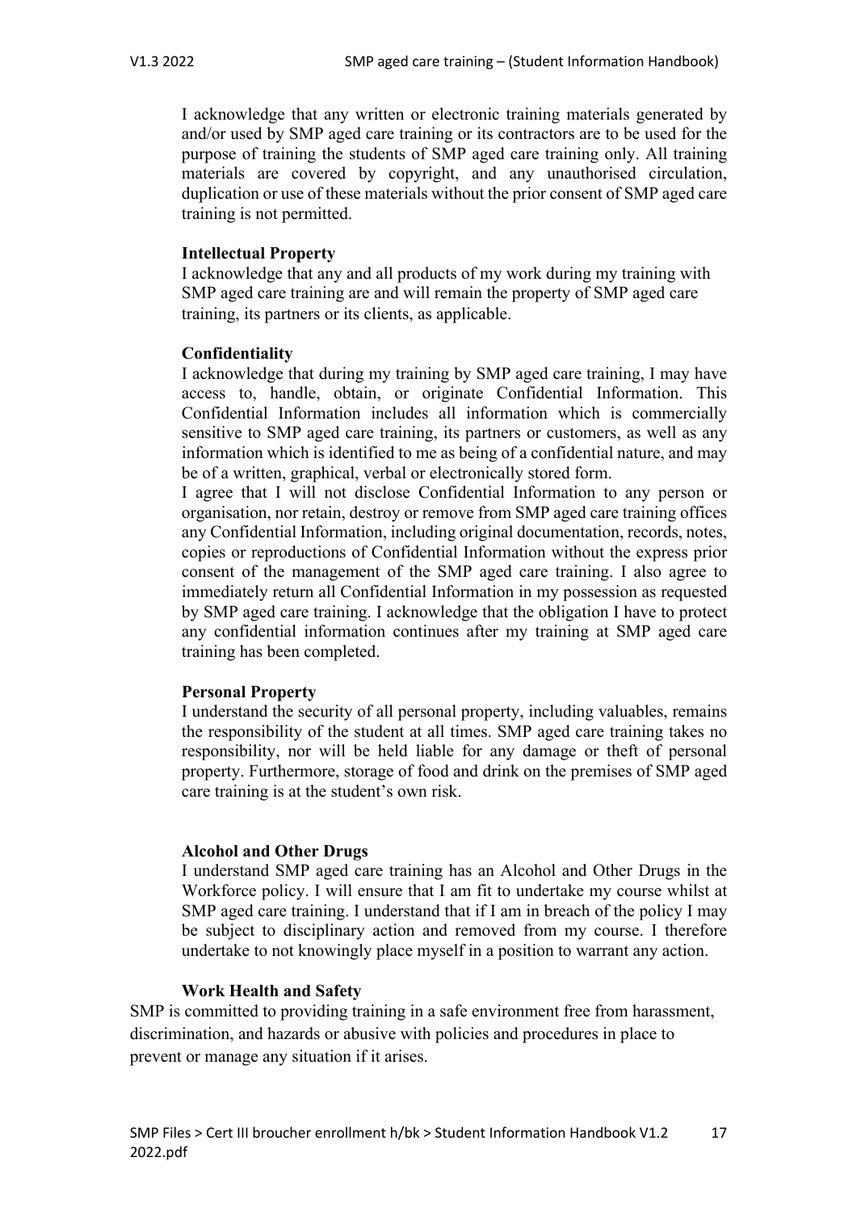I acknowledge that any written or electronic training materials generated by and/or used by SMP aged care training or its contractors are to be used for the purpose of training the students of SMP aged care training only. All training materials are covered by copyright, and any unauthorised circulation, duplication or use of these materials without the prior consent of SMP aged care training is not permitted.

**Intellectual Property**

I acknowledge that any and all products of my work during my training with SMP aged care training are and will remain the property of SMP aged care training, its partners or its clients, as applicable.

**Confidentiality**

I acknowledge that during my training by SMP aged care training, I may have access to, handle, obtain, or originate Confidential Information. This Confidential Information includes all information which is commercially sensitive to SMP aged care training, its partners or customers, as well as any information which is identified to me as being of a confidential nature, and may be of a written, graphical, verbal or electronically stored form.

I agree that I will not disclose Confidential Information to any person or organisation, nor retain, destroy or remove from SMP aged care training offices any Confidential Information, including original documentation, records, notes, copies or reproductions of Confidential Information without the express prior consent of the management of the SMP aged care training. I also agree to immediately return all Confidential Information in my possession as requested by SMP aged care training. I acknowledge that the obligation I have to protect any confidential information continues after my training at SMP aged care training has been completed.

**Personal Property**

I understand the security of all personal property, including valuables, remains the responsibility of the student at all times. SMP aged care training takes no responsibility, nor will be held liable for any damage or theft of personal property. Furthermore, storage of food and drink on the premises of SMP aged care training is at the student's own risk.

**Alcohol and Other Drugs**

I understand SMP aged care training has an Alcohol and Other Drugs in the Workforce policy. I will ensure that I am fit to undertake my course whilst at SMP aged care training. I understand that if I am in breach of the policy I may be subject to disciplinary action and removed from my course. I therefore undertake to not knowingly place myself in a position to warrant any action.

**Work Health and Safety**

SMP is committed to providing training in a safe environment free from harassment, discrimination, and hazards or abusive with policies and procedures in place to prevent or manage any situation if it arises.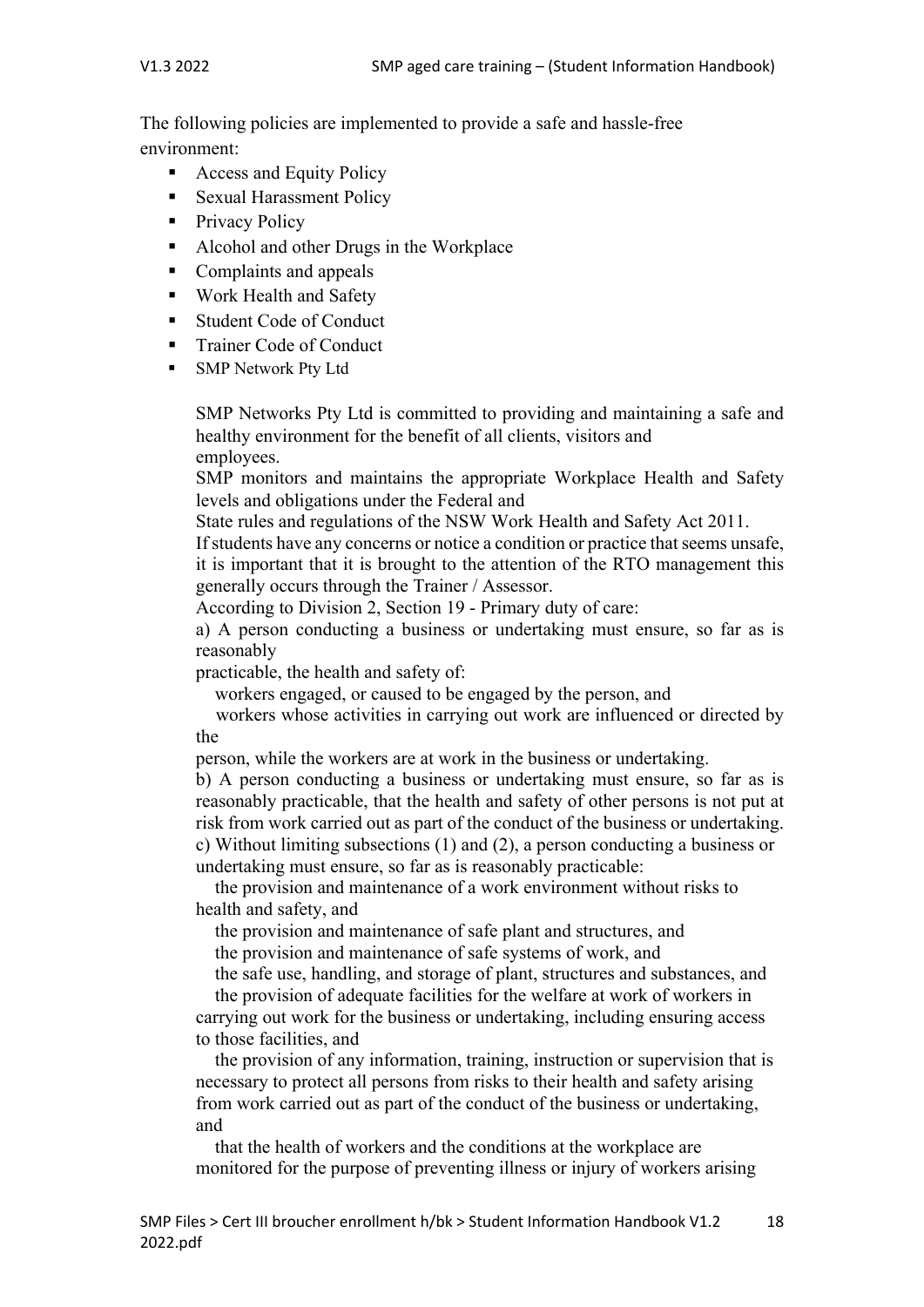The following policies are implemented to provide a safe and hassle-free environment:

- Access and Equity Policy
- Sexual Harassment Policy
- Privacy Policy
- Alcohol and other Drugs in the Workplace
- Complaints and appeals
- Work Health and Safety
- Student Code of Conduct
- Trainer Code of Conduct
- SMP Network Pty Ltd

SMP Networks Pty Ltd is committed to providing and maintaining a safe and healthy environment for the benefit of all clients, visitors and employees.

SMP monitors and maintains the appropriate Workplace Health and Safety levels and obligations under the Federal and State rules and regulations of the NSW Work Health and Safety Act 2011.

If students have any concerns or notice a condition or practice that seems unsafe, it is important that it is brought to the attention of the RTO management this generally occurs through the Trainer / Assessor.

According to Division 2, Section 19 - Primary duty of care:

a) A person conducting a business or undertaking must ensure, so far as is reasonably practicable, the health and safety of:

workers engaged, or caused to be engaged by the person, and

workers whose activities in carrying out work are influenced or directed by the person, while the workers are at work in the business or undertaking.

b) A person conducting a business or undertaking must ensure, so far as is reasonably practicable, that the health and safety of other persons is not put at risk from work carried out as part of the conduct of the business or undertaking.

c) Without limiting subsections (1) and (2), a person conducting a business or undertaking must ensure, so far as is reasonably practicable:

the provision and maintenance of a work environment without risks to health and safety, and

the provision and maintenance of safe plant and structures, and

the provision and maintenance of safe systems of work, and

the safe use, handling, and storage of plant, structures and substances, and

the provision of adequate facilities for the welfare at work of workers in carrying out work for the business or undertaking, including ensuring access to those facilities, and

the provision of any information, training, instruction or supervision that is necessary to protect all persons from risks to their health and safety arising from work carried out as part of the conduct of the business or undertaking, and

that the health of workers and the conditions at the workplace are monitored for the purpose of preventing illness or injury of workers arising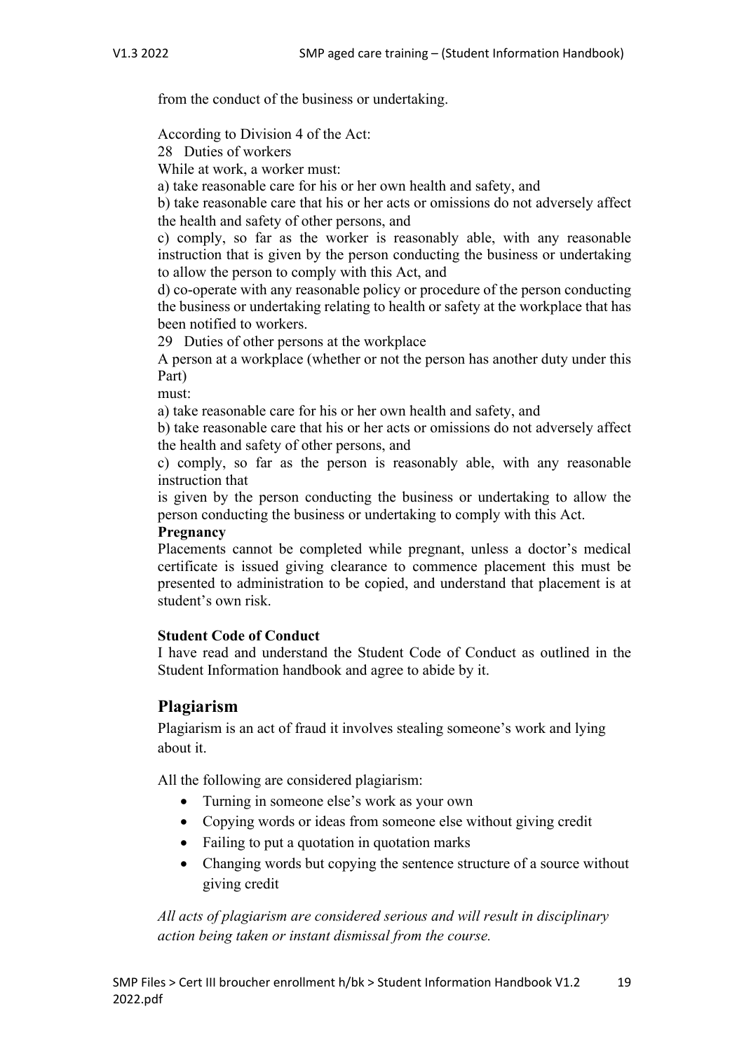from the conduct of the business or undertaking.

According to Division 4 of the Act:

28 Duties of workers

While at work, a worker must:

a) take reasonable care for his or her own health and safety, and

b) take reasonable care that his or her acts or omissions do not adversely affect the health and safety of other persons, and

c) comply, so far as the worker is reasonably able, with any reasonable instruction that is given by the person conducting the business or undertaking to allow the person to comply with this Act, and

d) co-operate with any reasonable policy or procedure of the person conducting the business or undertaking relating to health or safety at the workplace that has been notified to workers.

29 Duties of other persons at the workplace

A person at a workplace (whether or not the person has another duty under this Part)

must:

a) take reasonable care for his or her own health and safety, and

b) take reasonable care that his or her acts or omissions do not adversely affect the health and safety of other persons, and

c) comply, so far as the person is reasonably able, with any reasonable instruction that

is given by the person conducting the business or undertaking to allow the person conducting the business or undertaking to comply with this Act.

**Pregnancy**

Placements cannot be completed while pregnant, unless a doctor's medical certificate is issued giving clearance to commence placement this must be presented to administration to be copied, and understand that placement is at student's own risk.

**Student Code of Conduct**

I have read and understand the Student Code of Conduct as outlined in the Student Information handbook and agree to abide by it.

## Plagiarism

Plagiarism is an act of fraud it involves stealing someone's work and lying about it.

All the following are considered plagiarism:

- Turning in someone else's work as your own
- Copying words or ideas from someone else without giving credit
- Failing to put a quotation in quotation marks
- Changing words but copying the sentence structure of a source without giving credit

*All acts of plagiarism are considered serious and will result in disciplinary action being taken or instant dismissal from the course.*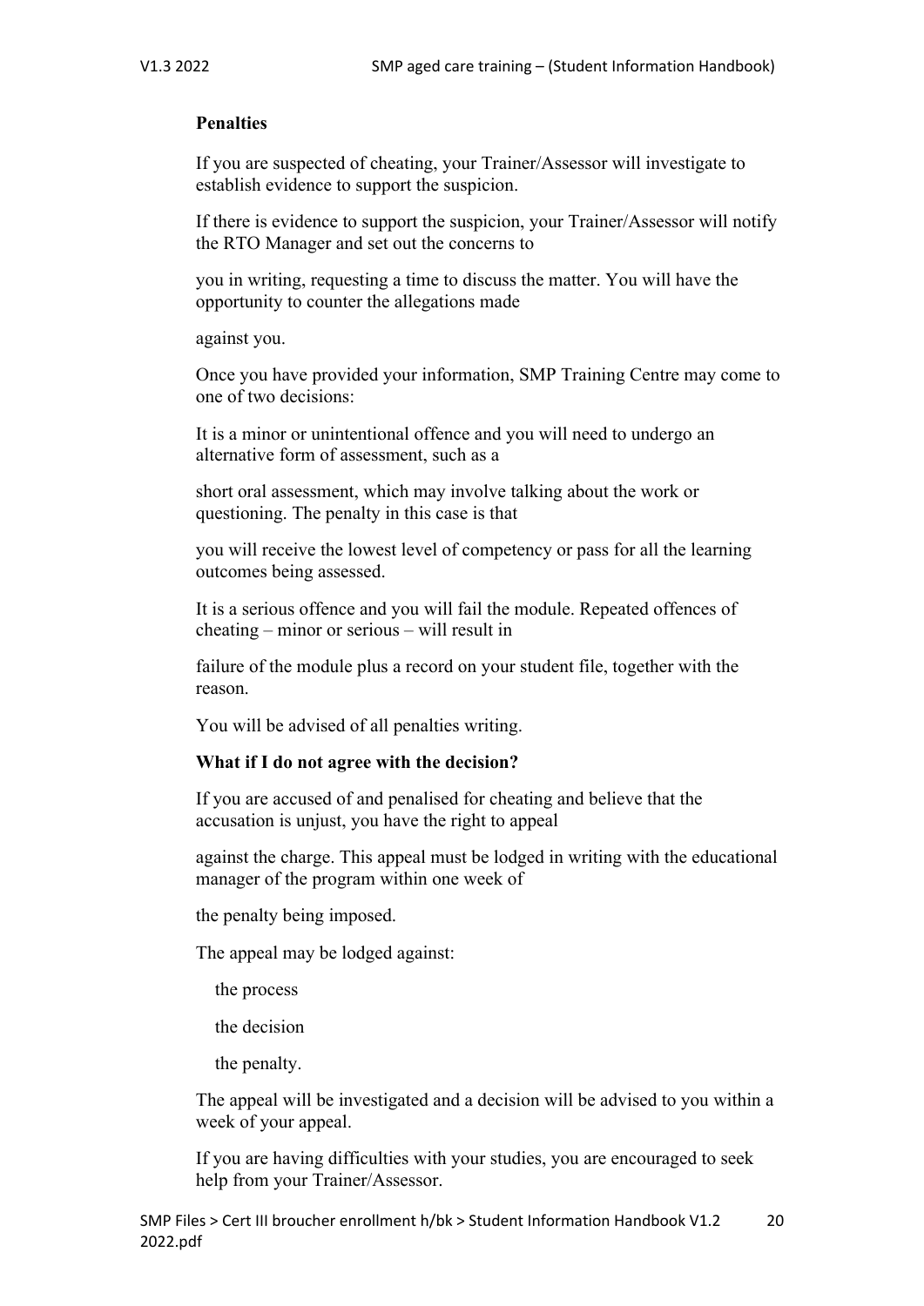**Penalties**

If you are suspected of cheating, your Trainer/Assessor will investigate to establish evidence to support the suspicion.

If there is evidence to support the suspicion, your Trainer/Assessor will notify the RTO Manager and set out the concerns to

you in writing, requesting a time to discuss the matter. You will have the opportunity to counter the allegations made

against you.

Once you have provided your information, SMP Training Centre may come to one of two decisions:

It is a minor or unintentional offence and you will need to undergo an alternative form of assessment, such as a

short oral assessment, which may involve talking about the work or questioning. The penalty in this case is that

you will receive the lowest level of competency or pass for all the learning outcomes being assessed.

It is a serious offence and you will fail the module. Repeated offences of cheating – minor or serious – will result in

failure of the module plus a record on your student file, together with the reason.

You will be advised of all penalties writing.

**What if I do not agree with the decision?**

If you are accused of and penalised for cheating and believe that the accusation is unjust, you have the right to appeal

against the charge. This appeal must be lodged in writing with the educational manager of the program within one week of

the penalty being imposed.

The appeal may be lodged against:

- the process
- the decision
- the penalty.

The appeal will be investigated and a decision will be advised to you within a week of your appeal.

If you are having difficulties with your studies, you are encouraged to seek help from your Trainer/Assessor.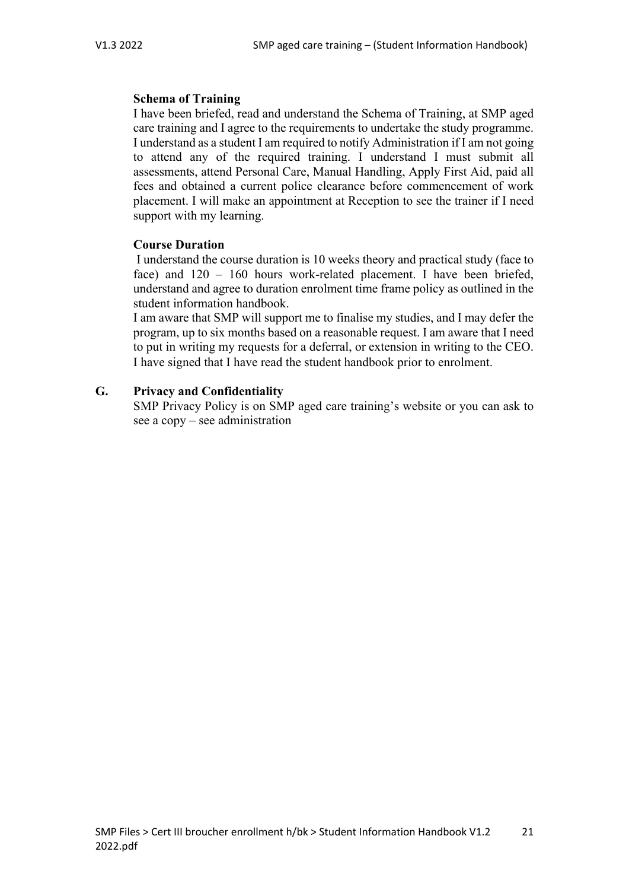**Schema of Training**

I have been briefed, read and understand the Schema of Training, at SMP aged care training and I agree to the requirements to undertake the study programme. I understand as a student I am required to notify Administration if I am not going to attend any of the required training. I understand I must submit all assessments, attend Personal Care, Manual Handling, Apply First Aid, paid all fees and obtained a current police clearance before commencement of work placement. I will make an appointment at Reception to see the trainer if I need support with my learning.

**Course Duration**

I understand the course duration is 10 weeks theory and practical study (face to face) and 120 – 160 hours work-related placement. I have been briefed, understand and agree to duration enrolment time frame policy as outlined in the student information handbook.

I am aware that SMP will support me to finalise my studies, and I may defer the program, up to six months based on a reasonable request. I am aware that I need to put in writing my requests for a deferral, or extension in writing to the CEO. I have signed that I have read the student handbook prior to enrolment.

## G. Privacy and Confidentiality

SMP Privacy Policy is on SMP aged care training's website or you can ask to see a copy – see administration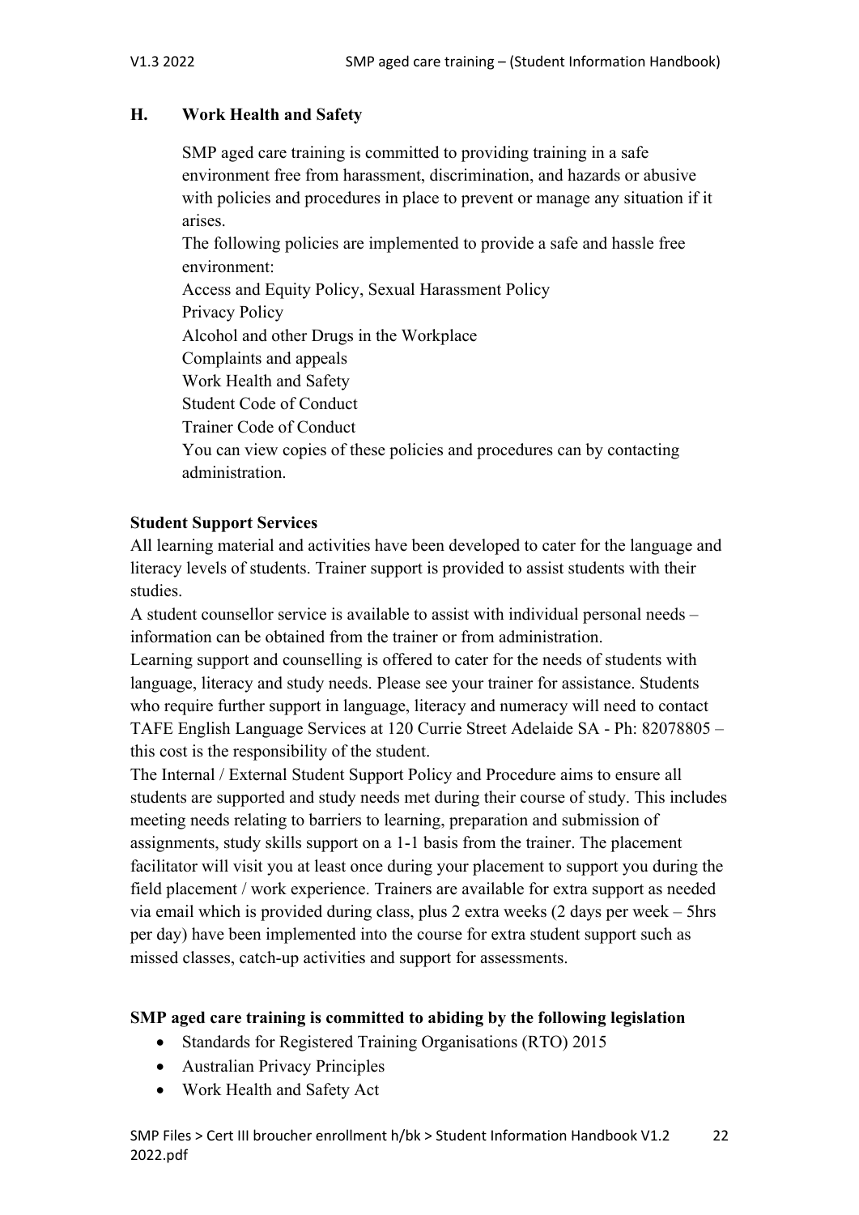## H. Work Health and Safety

SMP aged care training is committed to providing training in a safe environment free from harassment, discrimination, and hazards or abusive with policies and procedures in place to prevent or manage any situation if it arises.

The following policies are implemented to provide a safe and hassle free environment:

Access and Equity Policy, Sexual Harassment Policy
Privacy Policy
Alcohol and other Drugs in the Workplace
Complaints and appeals
Work Health and Safety
Student Code of Conduct
Trainer Code of Conduct

You can view copies of these policies and procedures can by contacting administration.

**Student Support Services**

All learning material and activities have been developed to cater for the language and literacy levels of students. Trainer support is provided to assist students with their studies.

A student counsellor service is available to assist with individual personal needs – information can be obtained from the trainer or from administration.

Learning support and counselling is offered to cater for the needs of students with language, literacy and study needs. Please see your trainer for assistance. Students who require further support in language, literacy and numeracy will need to contact TAFE English Language Services at 120 Currie Street Adelaide SA - Ph: 82078805 – this cost is the responsibility of the student.

The Internal / External Student Support Policy and Procedure aims to ensure all students are supported and study needs met during their course of study. This includes meeting needs relating to barriers to learning, preparation and submission of assignments, study skills support on a 1-1 basis from the trainer. The placement facilitator will visit you at least once during your placement to support you during the field placement / work experience. Trainers are available for extra support as needed via email which is provided during class, plus 2 extra weeks (2 days per week – 5hrs per day) have been implemented into the course for extra student support such as missed classes, catch-up activities and support for assessments.

**SMP aged care training is committed to abiding by the following legislation**

- Standards for Registered Training Organisations (RTO) 2015
- Australian Privacy Principles
- Work Health and Safety Act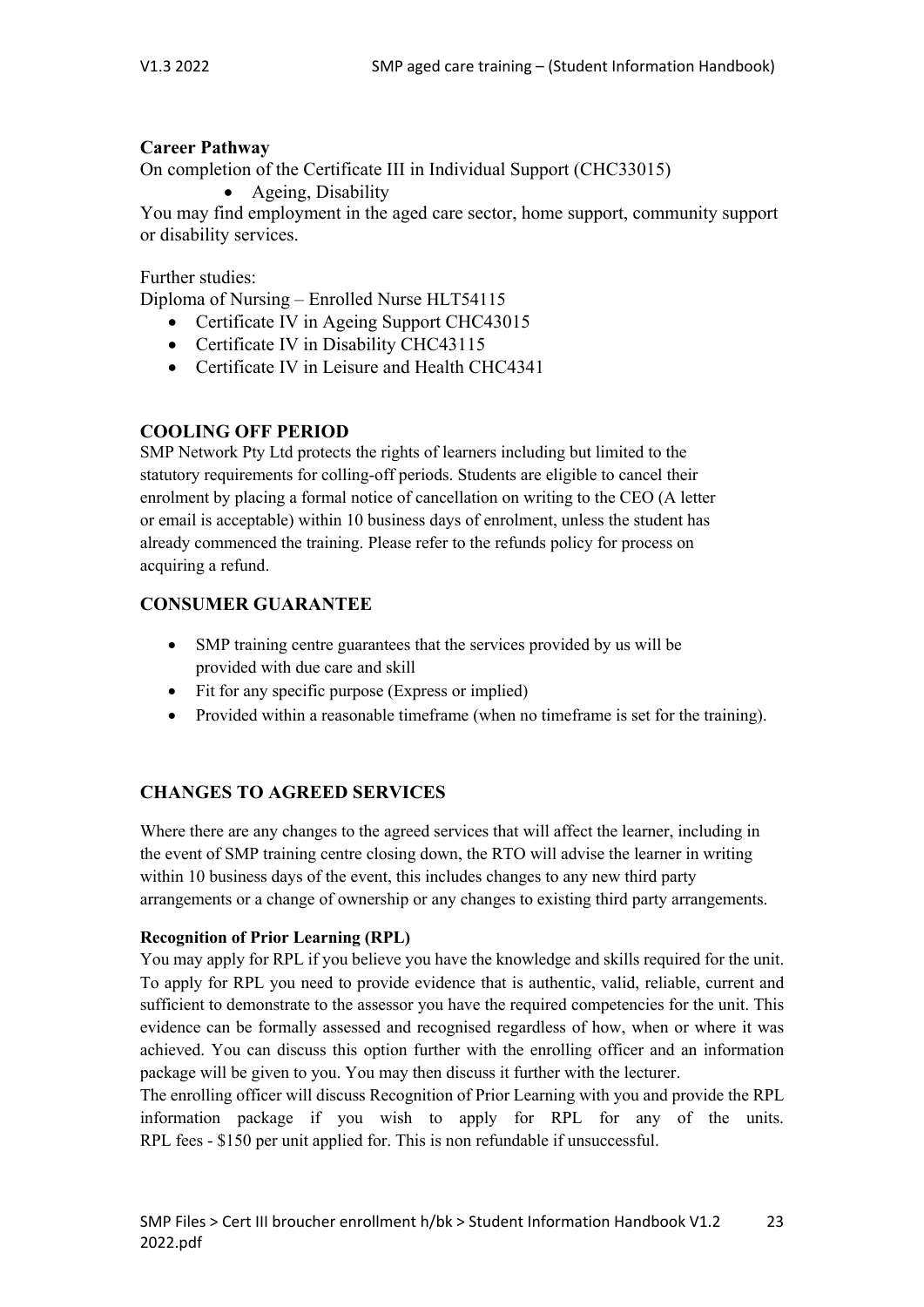**Career Pathway**

On completion of the Certificate III in Individual Support (CHC33015)

- Ageing, Disability

You may find employment in the aged care sector, home support, community support or disability services.

Further studies:

Diploma of Nursing – Enrolled Nurse HLT54115

- Certificate IV in Ageing Support CHC43015
- Certificate IV in Disability CHC43115
- Certificate IV in Leisure and Health CHC4341

## COOLING OFF PERIOD

SMP Network Pty Ltd protects the rights of learners including but limited to the statutory requirements for colling-off periods. Students are eligible to cancel their enrolment by placing a formal notice of cancellation on writing to the CEO (A letter or email is acceptable) within 10 business days of enrolment, unless the student has already commenced the training. Please refer to the refunds policy for process on acquiring a refund.

## CONSUMER GUARANTEE

- SMP training centre guarantees that the services provided by us will be provided with due care and skill
- Fit for any specific purpose (Express or implied)
- Provided within a reasonable timeframe (when no timeframe is set for the training).

## CHANGES TO AGREED SERVICES

Where there are any changes to the agreed services that will affect the learner, including in the event of SMP training centre closing down, the RTO will advise the learner in writing within 10 business days of the event, this includes changes to any new third party arrangements or a change of ownership or any changes to existing third party arrangements.

### Recognition of Prior Learning (RPL)

You may apply for RPL if you believe you have the knowledge and skills required for the unit. To apply for RPL you need to provide evidence that is authentic, valid, reliable, current and sufficient to demonstrate to the assessor you have the required competencies for the unit. This evidence can be formally assessed and recognised regardless of how, when or where it was achieved. You can discuss this option further with the enrolling officer and an information package will be given to you. You may then discuss it further with the lecturer.

The enrolling officer will discuss Recognition of Prior Learning with you and provide the RPL information package if you wish to apply for RPL for any of the units. RPL fees - $150 per unit applied for. This is non refundable if unsuccessful.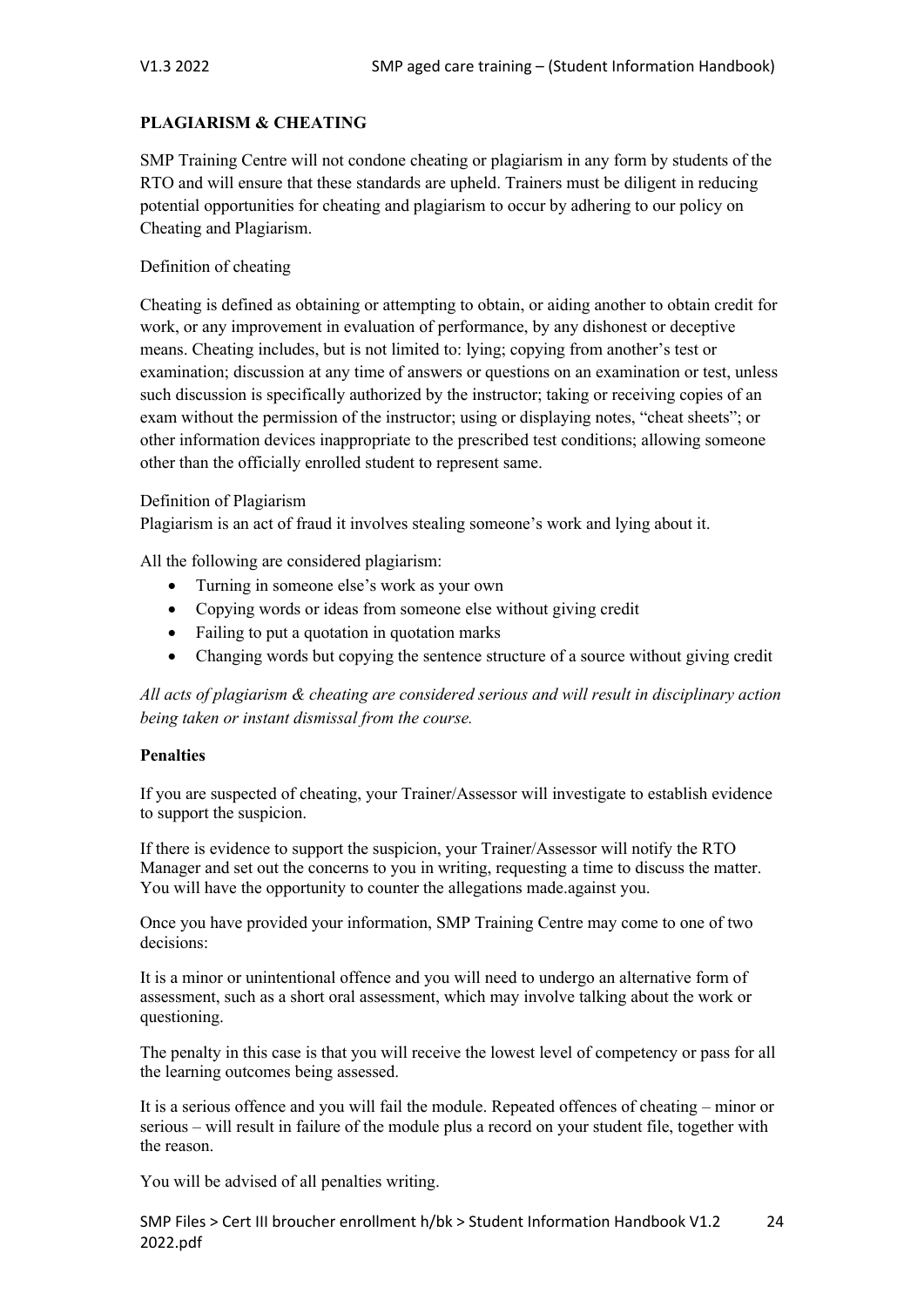## PLAGIARISM & CHEATING

SMP Training Centre will not condone cheating or plagiarism in any form by students of the RTO and will ensure that these standards are upheld. Trainers must be diligent in reducing potential opportunities for cheating and plagiarism to occur by adhering to our policy on Cheating and Plagiarism.

Definition of cheating

Cheating is defined as obtaining or attempting to obtain, or aiding another to obtain credit for work, or any improvement in evaluation of performance, by any dishonest or deceptive means. Cheating includes, but is not limited to: lying; copying from another's test or examination; discussion at any time of answers or questions on an examination or test, unless such discussion is specifically authorized by the instructor; taking or receiving copies of an exam without the permission of the instructor; using or displaying notes, "cheat sheets"; or other information devices inappropriate to the prescribed test conditions; allowing someone other than the officially enrolled student to represent same.

Definition of Plagiarism
Plagiarism is an act of fraud it involves stealing someone's work and lying about it.

All the following are considered plagiarism:

- Turning in someone else's work as your own
- Copying words or ideas from someone else without giving credit
- Failing to put a quotation in quotation marks
- Changing words but copying the sentence structure of a source without giving credit

*All acts of plagiarism & cheating are considered serious and will result in disciplinary action being taken or instant dismissal from the course.*

**Penalties**

If you are suspected of cheating, your Trainer/Assessor will investigate to establish evidence to support the suspicion.

If there is evidence to support the suspicion, your Trainer/Assessor will notify the RTO Manager and set out the concerns to you in writing, requesting a time to discuss the matter. You will have the opportunity to counter the allegations made.against you.

Once you have provided your information, SMP Training Centre may come to one of two decisions:

It is a minor or unintentional offence and you will need to undergo an alternative form of assessment, such as a short oral assessment, which may involve talking about the work or questioning.

The penalty in this case is that you will receive the lowest level of competency or pass for all the learning outcomes being assessed.

It is a serious offence and you will fail the module. Repeated offences of cheating – minor or serious – will result in failure of the module plus a record on your student file, together with the reason.

You will be advised of all penalties writing.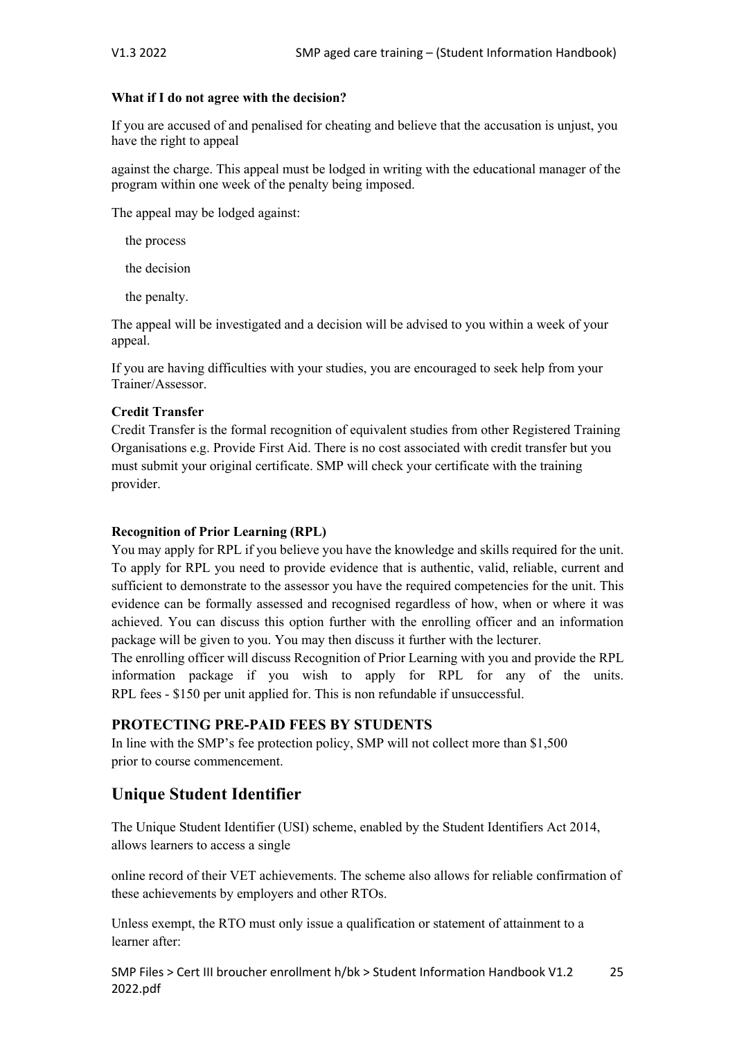**What if I do not agree with the decision?**

If you are accused of and penalised for cheating and believe that the accusation is unjust, you have the right to appeal

against the charge. This appeal must be lodged in writing with the educational manager of the program within one week of the penalty being imposed.

The appeal may be lodged against:

- the process
- the decision
- the penalty.

The appeal will be investigated and a decision will be advised to you within a week of your appeal.

If you are having difficulties with your studies, you are encouraged to seek help from your Trainer/Assessor.

**Credit Transfer**

Credit Transfer is the formal recognition of equivalent studies from other Registered Training Organisations e.g. Provide First Aid. There is no cost associated with credit transfer but you must submit your original certificate. SMP will check your certificate with the training provider.

**Recognition of Prior Learning (RPL)**

You may apply for RPL if you believe you have the knowledge and skills required for the unit. To apply for RPL you need to provide evidence that is authentic, valid, reliable, current and sufficient to demonstrate to the assessor you have the required competencies for the unit. This evidence can be formally assessed and recognised regardless of how, when or where it was achieved. You can discuss this option further with the enrolling officer and an information package will be given to you. You may then discuss it further with the lecturer.

The enrolling officer will discuss Recognition of Prior Learning with you and provide the RPL information package if you wish to apply for RPL for any of the units. RPL fees - $150 per unit applied for. This is non refundable if unsuccessful.

### PROTECTING PRE-PAID FEES BY STUDENTS

In line with the SMP's fee protection policy, SMP will not collect more than $1,500 prior to course commencement.

## Unique Student Identifier

The Unique Student Identifier (USI) scheme, enabled by the Student Identifiers Act 2014, allows learners to access a single

online record of their VET achievements. The scheme also allows for reliable confirmation of these achievements by employers and other RTOs.

Unless exempt, the RTO must only issue a qualification or statement of attainment to a learner after: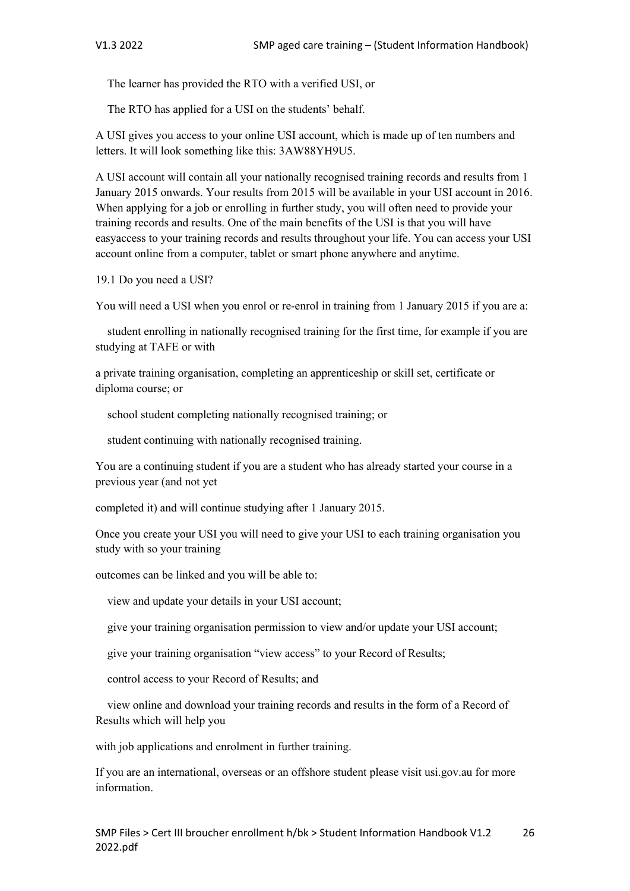- The learner has provided the RTO with a verified USI, or
- The RTO has applied for a USI on the students' behalf.

A USI gives you access to your online USI account, which is made up of ten numbers and letters. It will look something like this: 3AW88YH9U5.

A USI account will contain all your nationally recognised training records and results from 1 January 2015 onwards. Your results from 2015 will be available in your USI account in 2016. When applying for a job or enrolling in further study, you will often need to provide your training records and results. One of the main benefits of the USI is that you will have easyaccess to your training records and results throughout your life. You can access your USI account online from a computer, tablet or smart phone anywhere and anytime.

19.1 Do you need a USI?

You will need a USI when you enrol or re-enrol in training from 1 January 2015 if you are a:

- student enrolling in nationally recognised training for the first time, for example if you are studying at TAFE or with a private training organisation, completing an apprenticeship or skill set, certificate or diploma course; or
- school student completing nationally recognised training; or
- student continuing with nationally recognised training.

You are a continuing student if you are a student who has already started your course in a previous year (and not yet completed it) and will continue studying after 1 January 2015.

Once you create your USI you will need to give your USI to each training organisation you study with so your training outcomes can be linked and you will be able to:

- view and update your details in your USI account;
- give your training organisation permission to view and/or update your USI account;
- give your training organisation "view access" to your Record of Results;
- control access to your Record of Results; and
- view online and download your training records and results in the form of a Record of Results which will help you with job applications and enrolment in further training.

If you are an international, overseas or an offshore student please visit usi.gov.au for more information.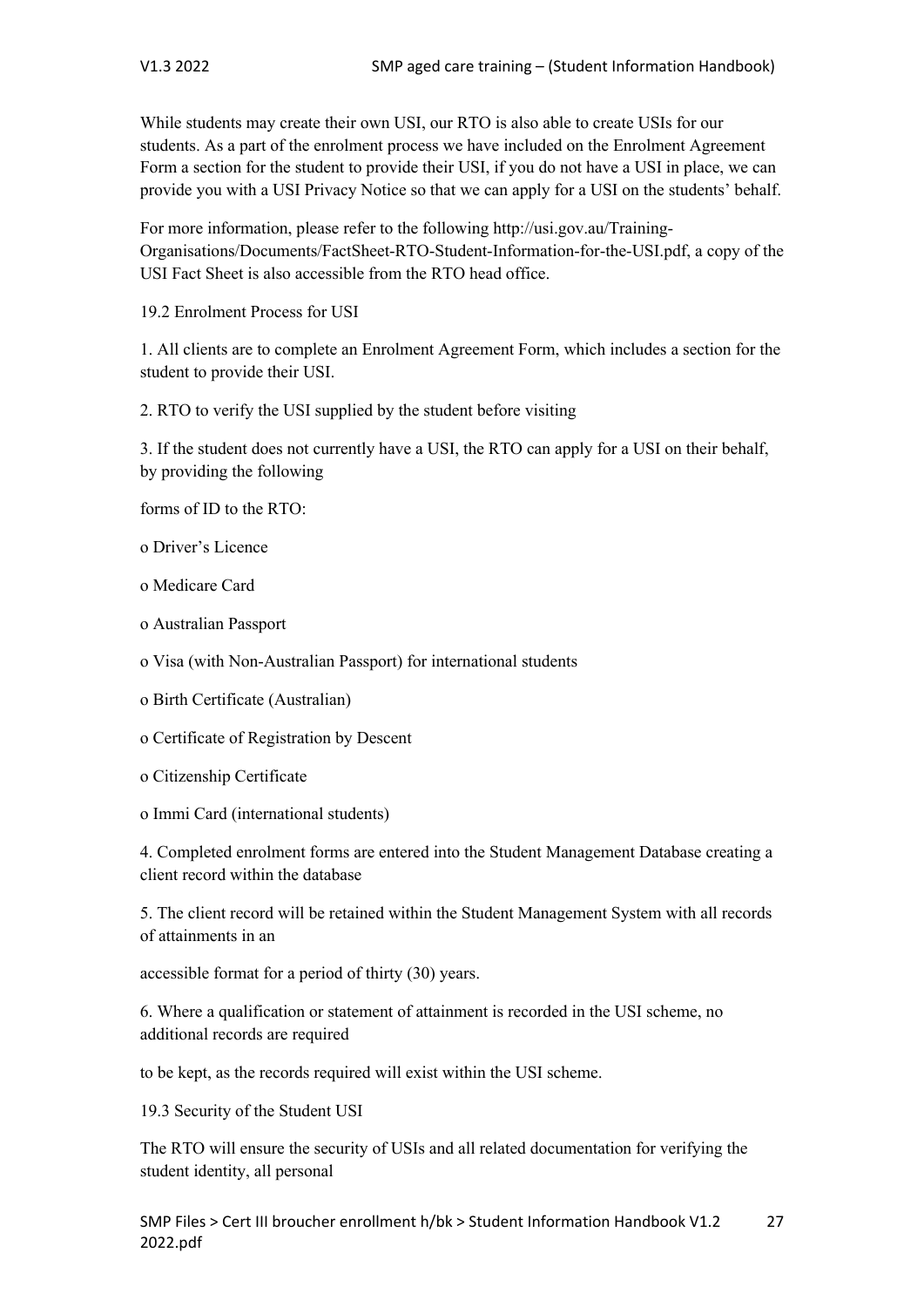While students may create their own USI, our RTO is also able to create USIs for our students. As a part of the enrolment process we have included on the Enrolment Agreement Form a section for the student to provide their USI, if you do not have a USI in place, we can provide you with a USI Privacy Notice so that we can apply for a USI on the students' behalf.

For more information, please refer to the following http://usi.gov.au/Training-Organisations/Documents/FactSheet-RTO-Student-Information-for-the-USI.pdf, a copy of the USI Fact Sheet is also accessible from the RTO head office.

## 19.2 Enrolment Process for USI

1. All clients are to complete an Enrolment Agreement Form, which includes a section for the student to provide their USI.

2. RTO to verify the USI supplied by the student before visiting

3. If the student does not currently have a USI, the RTO can apply for a USI on their behalf, by providing the following

forms of ID to the RTO:

- o Driver's Licence
- o Medicare Card
- o Australian Passport
- o Visa (with Non-Australian Passport) for international students
- o Birth Certificate (Australian)
- o Certificate of Registration by Descent
- o Citizenship Certificate
- o Immi Card (international students)

4. Completed enrolment forms are entered into the Student Management Database creating a client record within the database

5. The client record will be retained within the Student Management System with all records of attainments in an

accessible format for a period of thirty (30) years.

6. Where a qualification or statement of attainment is recorded in the USI scheme, no additional records are required

to be kept, as the records required will exist within the USI scheme.

## 19.3 Security of the Student USI

The RTO will ensure the security of USIs and all related documentation for verifying the student identity, all personal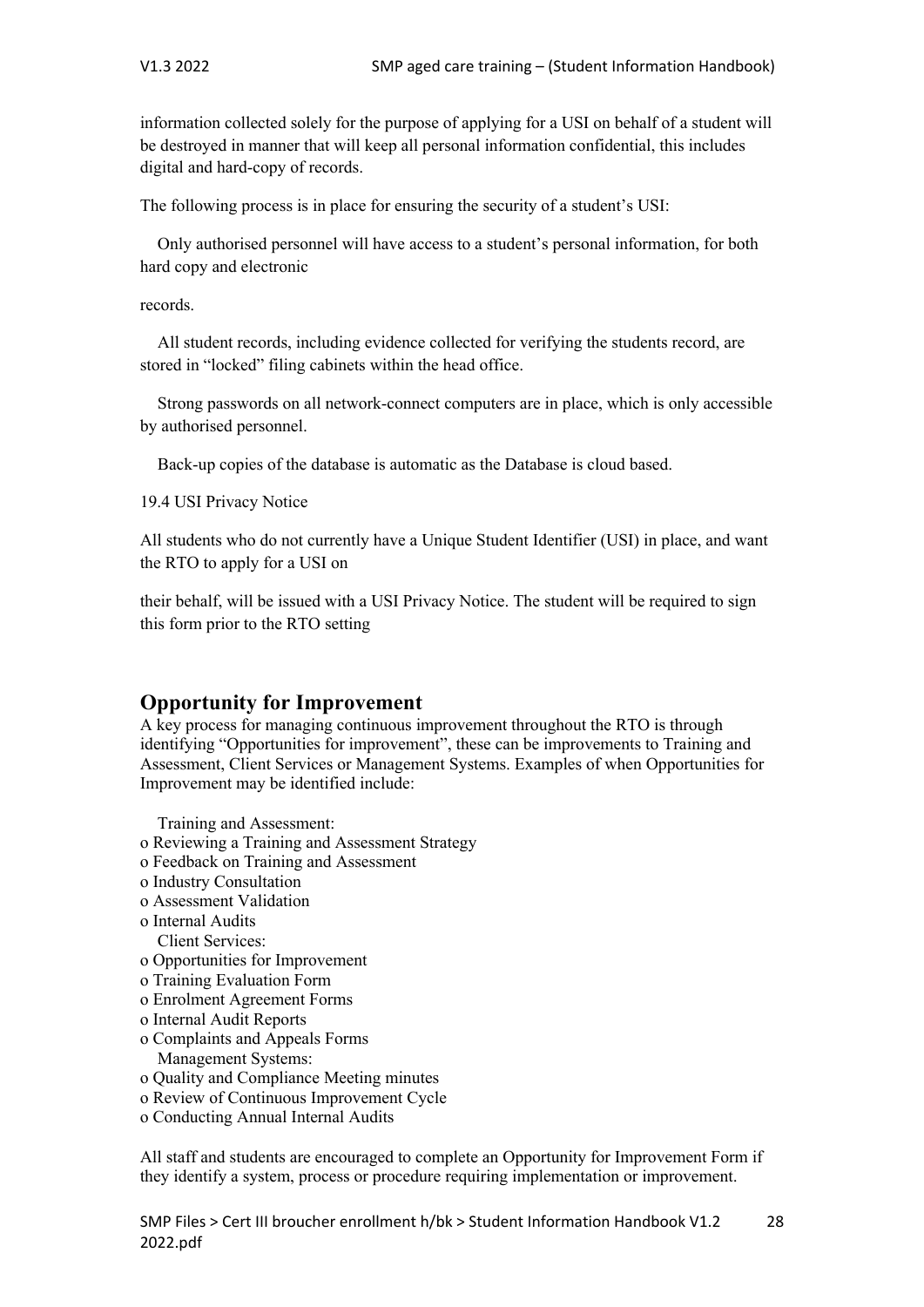information collected solely for the purpose of applying for a USI on behalf of a student will be destroyed in manner that will keep all personal information confidential, this includes digital and hard-copy of records.

The following process is in place for ensuring the security of a student's USI:

- Only authorised personnel will have access to a student's personal information, for both hard copy and electronic records.
- All student records, including evidence collected for verifying the students record, are stored in "locked" filing cabinets within the head office.
- Strong passwords on all network-connect computers are in place, which is only accessible by authorised personnel.
- Back-up copies of the database is automatic as the Database is cloud based.

19.4 USI Privacy Notice

All students who do not currently have a Unique Student Identifier (USI) in place, and want the RTO to apply for a USI on their behalf, will be issued with a USI Privacy Notice. The student will be required to sign this form prior to the RTO setting

## Opportunity for Improvement

A key process for managing continuous improvement throughout the RTO is through identifying "Opportunities for improvement", these can be improvements to Training and Assessment, Client Services or Management Systems. Examples of when Opportunities for Improvement may be identified include:

- Training and Assessment:
  - Reviewing a Training and Assessment Strategy
  - Feedback on Training and Assessment
  - Industry Consultation
  - Assessment Validation
  - Internal Audits
- Client Services:
  - Opportunities for Improvement
  - Training Evaluation Form
  - Enrolment Agreement Forms
  - Internal Audit Reports
  - Complaints and Appeals Forms
- Management Systems:
  - Quality and Compliance Meeting minutes
  - Review of Continuous Improvement Cycle
  - Conducting Annual Internal Audits

All staff and students are encouraged to complete an Opportunity for Improvement Form if they identify a system, process or procedure requiring implementation or improvement.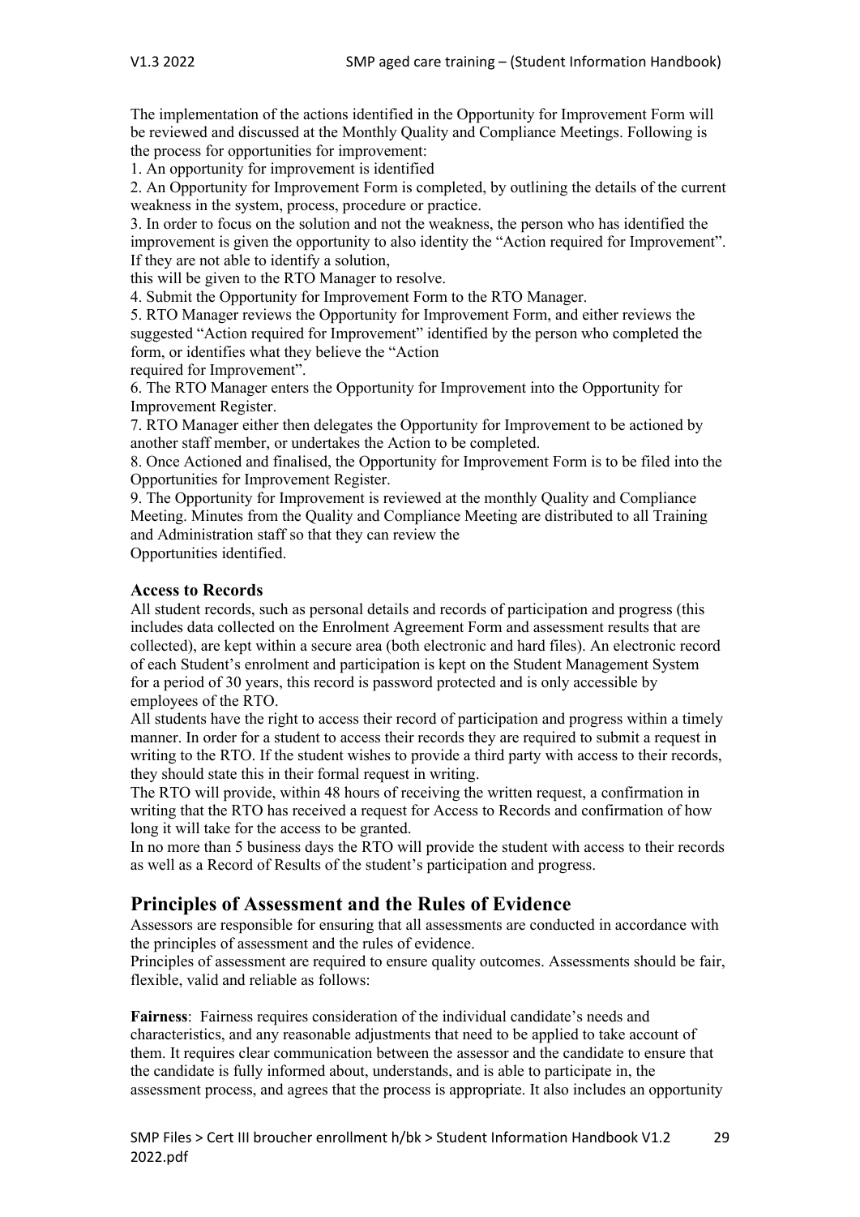The implementation of the actions identified in the Opportunity for Improvement Form will be reviewed and discussed at the Monthly Quality and Compliance Meetings. Following is the process for opportunities for improvement:

1. An opportunity for improvement is identified
2. An Opportunity for Improvement Form is completed, by outlining the details of the current weakness in the system, process, procedure or practice.
3. In order to focus on the solution and not the weakness, the person who has identified the improvement is given the opportunity to also identity the "Action required for Improvement". If they are not able to identify a solution, this will be given to the RTO Manager to resolve.
4. Submit the Opportunity for Improvement Form to the RTO Manager.
5. RTO Manager reviews the Opportunity for Improvement Form, and either reviews the suggested "Action required for Improvement" identified by the person who completed the form, or identifies what they believe the "Action required for Improvement".
6. The RTO Manager enters the Opportunity for Improvement into the Opportunity for Improvement Register.
7. RTO Manager either then delegates the Opportunity for Improvement to be actioned by another staff member, or undertakes the Action to be completed.
8. Once Actioned and finalised, the Opportunity for Improvement Form is to be filed into the Opportunities for Improvement Register.
9. The Opportunity for Improvement is reviewed at the monthly Quality and Compliance Meeting. Minutes from the Quality and Compliance Meeting are distributed to all Training and Administration staff so that they can review the Opportunities identified.

**Access to Records**

All student records, such as personal details and records of participation and progress (this includes data collected on the Enrolment Agreement Form and assessment results that are collected), are kept within a secure area (both electronic and hard files). An electronic record of each Student's enrolment and participation is kept on the Student Management System for a period of 30 years, this record is password protected and is only accessible by employees of the RTO.

All students have the right to access their record of participation and progress within a timely manner. In order for a student to access their records they are required to submit a request in writing to the RTO. If the student wishes to provide a third party with access to their records, they should state this in their formal request in writing.

The RTO will provide, within 48 hours of receiving the written request, a confirmation in writing that the RTO has received a request for Access to Records and confirmation of how long it will take for the access to be granted.

In no more than 5 business days the RTO will provide the student with access to their records as well as a Record of Results of the student's participation and progress.

## Principles of Assessment and the Rules of Evidence

Assessors are responsible for ensuring that all assessments are conducted in accordance with the principles of assessment and the rules of evidence.

Principles of assessment are required to ensure quality outcomes. Assessments should be fair, flexible, valid and reliable as follows:

**Fairness**: Fairness requires consideration of the individual candidate's needs and characteristics, and any reasonable adjustments that need to be applied to take account of them. It requires clear communication between the assessor and the candidate to ensure that the candidate is fully informed about, understands, and is able to participate in, the assessment process, and agrees that the process is appropriate. It also includes an opportunity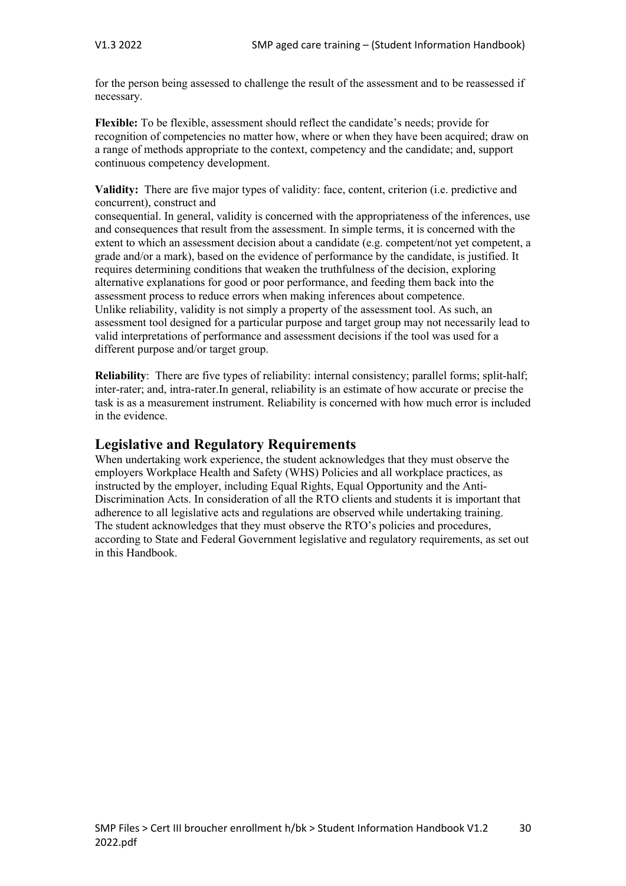for the person being assessed to challenge the result of the assessment and to be reassessed if necessary.

**Flexible:** To be flexible, assessment should reflect the candidate's needs; provide for recognition of competencies no matter how, where or when they have been acquired; draw on a range of methods appropriate to the context, competency and the candidate; and, support continuous competency development.

**Validity:** There are five major types of validity: face, content, criterion (i.e. predictive and concurrent), construct and
consequential. In general, validity is concerned with the appropriateness of the inferences, use and consequences that result from the assessment. In simple terms, it is concerned with the extent to which an assessment decision about a candidate (e.g. competent/not yet competent, a grade and/or a mark), based on the evidence of performance by the candidate, is justified. It requires determining conditions that weaken the truthfulness of the decision, exploring alternative explanations for good or poor performance, and feeding them back into the assessment process to reduce errors when making inferences about competence.
Unlike reliability, validity is not simply a property of the assessment tool. As such, an assessment tool designed for a particular purpose and target group may not necessarily lead to valid interpretations of performance and assessment decisions if the tool was used for a different purpose and/or target group.

**Reliability**: There are five types of reliability: internal consistency; parallel forms; split-half; inter-rater; and, intra-rater.In general, reliability is an estimate of how accurate or precise the task is as a measurement instrument. Reliability is concerned with how much error is included in the evidence.

## Legislative and Regulatory Requirements

When undertaking work experience, the student acknowledges that they must observe the employers Workplace Health and Safety (WHS) Policies and all workplace practices, as instructed by the employer, including Equal Rights, Equal Opportunity and the Anti-Discrimination Acts. In consideration of all the RTO clients and students it is important that adherence to all legislative acts and regulations are observed while undertaking training.
The student acknowledges that they must observe the RTO's policies and procedures, according to State and Federal Government legislative and regulatory requirements, as set out in this Handbook.